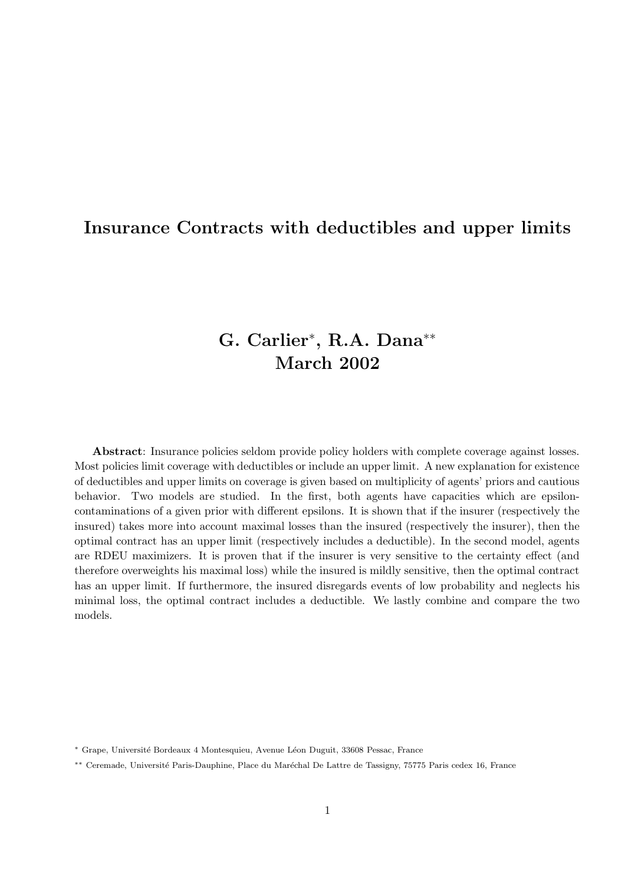# Insurance Contracts with deductibles and upper limits

**G. Carlier\*, R.A. Dana\*\***
**March 2002**

**Abstract**: Insurance policies seldom provide policy holders with complete coverage against losses. Most policies limit coverage with deductibles or include an upper limit. A new explanation for existence of deductibles and upper limits on coverage is given based on multiplicity of agents' priors and cautious behavior. Two models are studied. In the first, both agents have capacities which are epsilon-contaminations of a given prior with different epsilons. It is shown that if the insurer (respectively the insured) takes more into account maximal losses than the insured (respectively the insurer), then the optimal contract has an upper limit (respectively includes a deductible). In the second model, agents are RDEU maximizers. It is proven that if the insurer is very sensitive to the certainty effect (and therefore overweights his maximal loss) while the insured is mildly sensitive, then the optimal contract has an upper limit. If furthermore, the insured disregards events of low probability and neglects his minimal loss, the optimal contract includes a deductible. We lastly combine and compare the two models.

\* Grape, Université Bordeaux 4 Montesquieu, Avenue Léon Duguit, 33608 Pessac, France

\*\* Ceremade, Université Paris-Dauphine, Place du Maréchal De Lattre de Tassigny, 75775 Paris cedex 16, France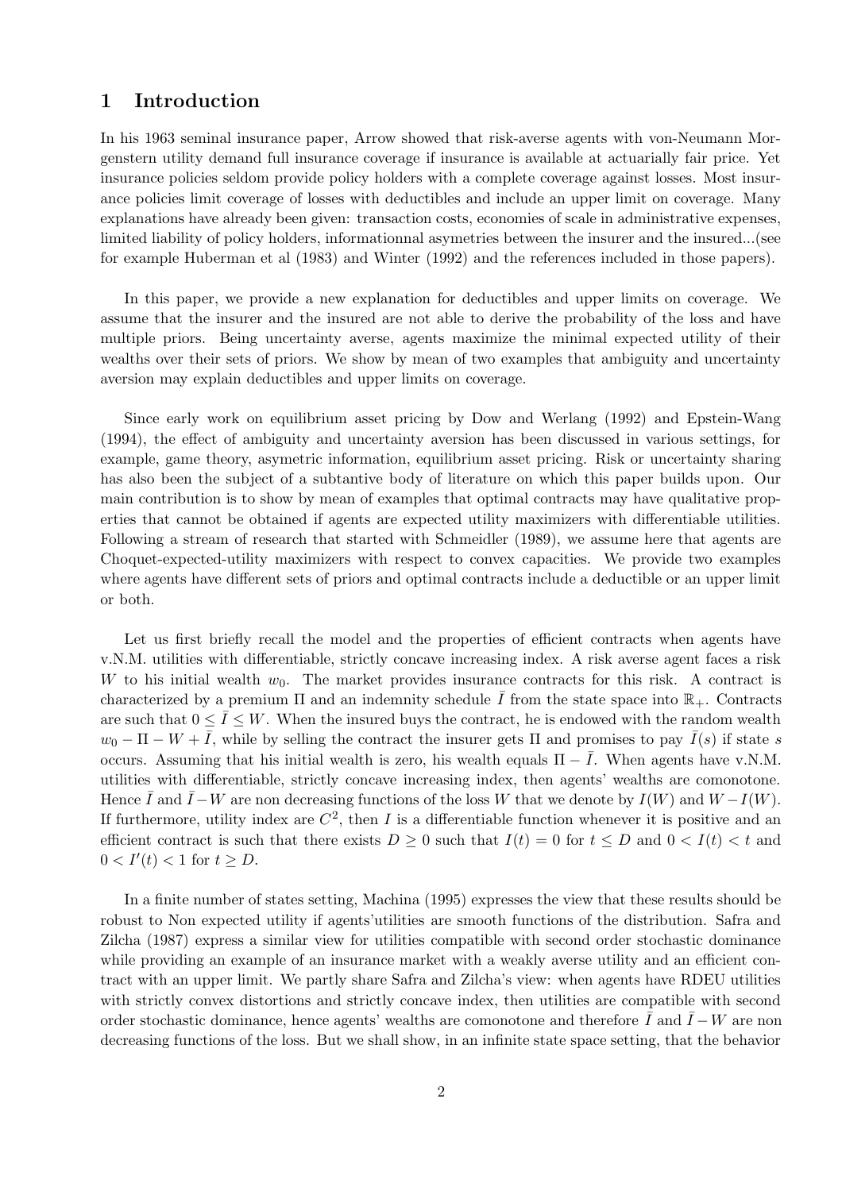# 1 Introduction

In his 1963 seminal insurance paper, Arrow showed that risk-averse agents with von-Neumann Morgenstern utility demand full insurance coverage if insurance is available at actuarially fair price. Yet insurance policies seldom provide policy holders with a complete coverage against losses. Most insurance policies limit coverage of losses with deductibles and include an upper limit on coverage. Many explanations have already been given: transaction costs, economies of scale in administrative expenses, limited liability of policy holders, informationnal asymetries between the insurer and the insured...(see for example Huberman et al (1983) and Winter (1992) and the references included in those papers).

In this paper, we provide a new explanation for deductibles and upper limits on coverage. We assume that the insurer and the insured are not able to derive the probability of the loss and have multiple priors. Being uncertainty averse, agents maximize the minimal expected utility of their wealths over their sets of priors. We show by mean of two examples that ambiguity and uncertainty aversion may explain deductibles and upper limits on coverage.

Since early work on equilibrium asset pricing by Dow and Werlang (1992) and Epstein-Wang (1994), the effect of ambiguity and uncertainty aversion has been discussed in various settings, for example, game theory, asymetric information, equilibrium asset pricing. Risk or uncertainty sharing has also been the subject of a subtantive body of literature on which this paper builds upon. Our main contribution is to show by mean of examples that optimal contracts may have qualitative properties that cannot be obtained if agents are expected utility maximizers with differentiable utilities. Following a stream of research that started with Schmeidler (1989), we assume here that agents are Choquet-expected-utility maximizers with respect to convex capacities. We provide two examples where agents have different sets of priors and optimal contracts include a deductible or an upper limit or both.

Let us first briefly recall the model and the properties of efficient contracts when agents have v.N.M. utilities with differentiable, strictly concave increasing index. A risk averse agent faces a risk $W$ to his initial wealth $w_0$. The market provides insurance contracts for this risk. A contract is characterized by a premium $\Pi$ and an indemnity schedule $\bar{I}$ from the state space into $\mathbb{R}_+$. Contracts are such that $0 \leq \bar{I} \leq W$. When the insured buys the contract, he is endowed with the random wealth $w_0 - \Pi - W + \bar{I}$, while by selling the contract the insurer gets $\Pi$ and promises to pay $\bar{I}(s)$ if state $s$ occurs. Assuming that his initial wealth is zero, his wealth equals $\Pi - \bar{I}$. When agents have v.N.M. utilities with differentiable, strictly concave increasing index, then agents' wealths are comonotone. Hence $\bar{I}$ and $\bar{I} - W$ are non decreasing functions of the loss $W$ that we denote by $I(W)$ and $W - I(W)$. If furthermore, utility index are $C^2$, then $I$ is a differentiable function whenever it is positive and an efficient contract is such that there exists $D \geq 0$ such that $I(t) = 0$ for $t \leq D$ and $0 < I(t) < t$ and $0 < I'(t) < 1$ for $t \geq D$.

In a finite number of states setting, Machina (1995) expresses the view that these results should be robust to Non expected utility if agents'utilities are smooth functions of the distribution. Safra and Zilcha (1987) express a similar view for utilities compatible with second order stochastic dominance while providing an example of an insurance market with a weakly averse utility and an efficient contract with an upper limit. We partly share Safra and Zilcha's view: when agents have RDEU utilities with strictly convex distortions and strictly concave index, then utilities are compatible with second order stochastic dominance, hence agents' wealths are comonotone and therefore $\bar{I}$ and $\bar{I} - W$ are non decreasing functions of the loss. But we shall show, in an infinite state space setting, that the behavior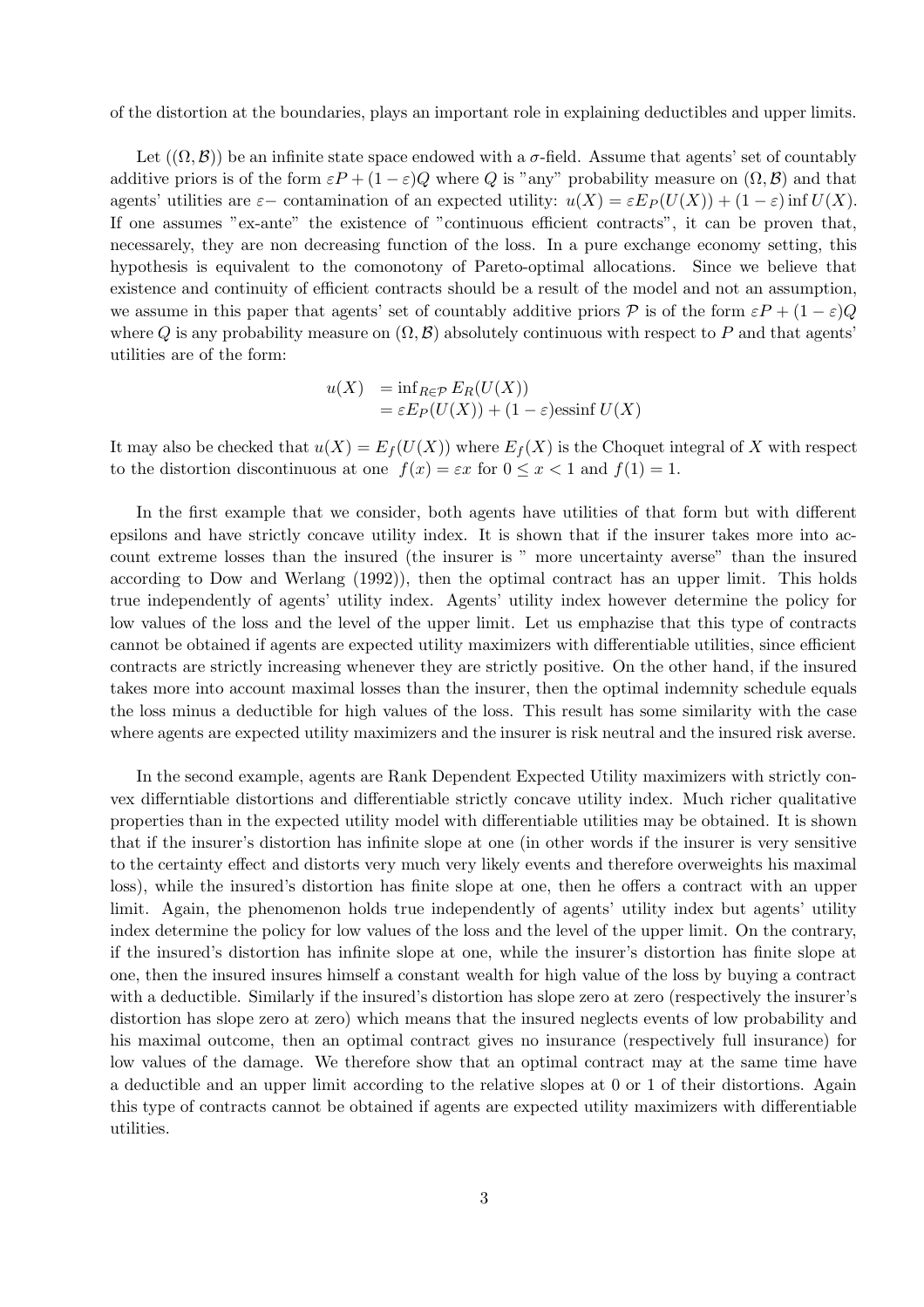of the distortion at the boundaries, plays an important role in explaining deductibles and upper limits.

Let $((\Omega, \mathcal{B}))$ be an infinite state space endowed with a $\sigma$-field. Assume that agents' set of countably additive priors is of the form $\varepsilon P + (1-\varepsilon)Q$ where $Q$ is "any" probability measure on $(\Omega, \mathcal{B})$ and that agents' utilities are $\varepsilon-$ contamination of an expected utility: $u(X) = \varepsilon E_P(U(X)) + (1-\varepsilon) \inf U(X)$. If one assumes "ex-ante" the existence of "continuous efficient contracts", it can be proven that, necessarely, they are non decreasing function of the loss. In a pure exchange economy setting, this hypothesis is equivalent to the comonotony of Pareto-optimal allocations. Since we believe that existence and continuity of efficient contracts should be a result of the model and not an assumption, we assume in this paper that agents' set of countably additive priors $\mathcal{P}$ is of the form $\varepsilon P + (1-\varepsilon)Q$ where $Q$ is any probability measure on $(\Omega, \mathcal{B})$ absolutely continuous with respect to $P$ and that agents' utilities are of the form:

$$
\begin{aligned}
u(X) &= \inf_{R \in \mathcal{P}} E_R(U(X)) \\
&= \varepsilon E_P(U(X)) + (1-\varepsilon)\text{essinf}\, U(X)
\end{aligned}
$$

It may also be checked that $u(X) = E_f(U(X))$ where $E_f(X)$ is the Choquet integral of $X$ with respect to the distortion discontinuous at one $f(x) = \varepsilon x$ for $0 \leq x < 1$ and $f(1) = 1$.

In the first example that we consider, both agents have utilities of that form but with different epsilons and have strictly concave utility index. It is shown that if the insurer takes more into account extreme losses than the insured (the insurer is " more uncertainty averse" than the insured according to Dow and Werlang (1992)), then the optimal contract has an upper limit. This holds true independently of agents' utility index. Agents' utility index however determine the policy for low values of the loss and the level of the upper limit. Let us emphazise that this type of contracts cannot be obtained if agents are expected utility maximizers with differentiable utilities, since efficient contracts are strictly increasing whenever they are strictly positive. On the other hand, if the insured takes more into account maximal losses than the insurer, then the optimal indemnity schedule equals the loss minus a deductible for high values of the loss. This result has some similarity with the case where agents are expected utility maximizers and the insurer is risk neutral and the insured risk averse.

In the second example, agents are Rank Dependent Expected Utility maximizers with strictly convex differntiable distortions and differentiable strictly concave utility index. Much richer qualitative properties than in the expected utility model with differentiable utilities may be obtained. It is shown that if the insurer's distortion has infinite slope at one (in other words if the insurer is very sensitive to the certainty effect and distorts very much very likely events and therefore overweights his maximal loss), while the insured's distortion has finite slope at one, then he offers a contract with an upper limit. Again, the phenomenon holds true independently of agents' utility index but agents' utility index determine the policy for low values of the loss and the level of the upper limit. On the contrary, if the insured's distortion has infinite slope at one, while the insurer's distortion has finite slope at one, then the insured insures himself a constant wealth for high value of the loss by buying a contract with a deductible. Similarly if the insured's distortion has slope zero at zero (respectively the insurer's distortion has slope zero at zero) which means that the insured neglects events of low probability and his maximal outcome, then an optimal contract gives no insurance (respectively full insurance) for low values of the damage. We therefore show that an optimal contract may at the same time have a deductible and an upper limit according to the relative slopes at 0 or 1 of their distortions. Again this type of contracts cannot be obtained if agents are expected utility maximizers with differentiable utilities.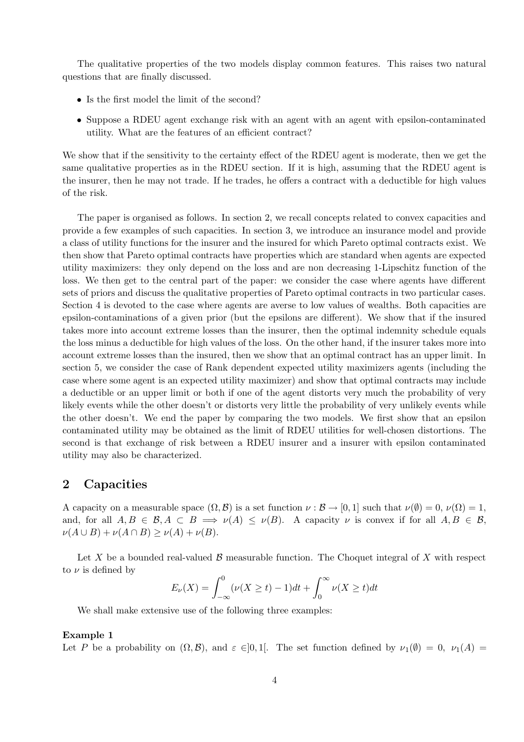The qualitative properties of the two models display common features. This raises two natural questions that are finally discussed.

- Is the first model the limit of the second?
- Suppose a RDEU agent exchange risk with an agent with an agent with epsilon-contaminated utility. What are the features of an efficient contract?

We show that if the sensitivity to the certainty effect of the RDEU agent is moderate, then we get the same qualitative properties as in the RDEU section. If it is high, assuming that the RDEU agent is the insurer, then he may not trade. If he trades, he offers a contract with a deductible for high values of the risk.

The paper is organised as follows. In section 2, we recall concepts related to convex capacities and provide a few examples of such capacities. In section 3, we introduce an insurance model and provide a class of utility functions for the insurer and the insured for which Pareto optimal contracts exist. We then show that Pareto optimal contracts have properties which are standard when agents are expected utility maximizers: they only depend on the loss and are non decreasing 1-Lipschitz function of the loss. We then get to the central part of the paper: we consider the case where agents have different sets of priors and discuss the qualitative properties of Pareto optimal contracts in two particular cases. Section 4 is devoted to the case where agents are averse to low values of wealths. Both capacities are epsilon-contaminations of a given prior (but the epsilons are different). We show that if the insured takes more into account extreme losses than the insurer, then the optimal indemnity schedule equals the loss minus a deductible for high values of the loss. On the other hand, if the insurer takes more into account extreme losses than the insured, then we show that an optimal contract has an upper limit. In section 5, we consider the case of Rank dependent expected utility maximizers agents (including the case where some agent is an expected utility maximizer) and show that optimal contracts may include a deductible or an upper limit or both if one of the agent distorts very much the probability of very likely events while the other doesn't or distorts very little the probability of very unlikely events while the other doesn't. We end the paper by comparing the two models. We first show that an epsilon contaminated utility may be obtained as the limit of RDEU utilities for well-chosen distortions. The second is that exchange of risk between a RDEU insurer and a insurer with epsilon contaminated utility may also be characterized.

## 2 Capacities

A capacity on a measurable space $(\Omega, \mathcal{B})$ is a set function $\nu : \mathcal{B} \to [0, 1]$ such that $\nu(\emptyset) = 0$, $\nu(\Omega) = 1$, and, for all $A, B \in \mathcal{B}, A \subset B \implies \nu(A) \leq \nu(B)$. A capacity $\nu$ is convex if for all $A, B \in \mathcal{B}$, $\nu(A \cup B) + \nu(A \cap B) \geq \nu(A) + \nu(B)$.

Let $X$ be a bounded real-valued $\mathcal{B}$ measurable function. The Choquet integral of $X$ with respect to $\nu$ is defined by

$$E_\nu(X) = \int_{-\infty}^{0} (\nu(X \geq t) - 1)dt + \int_{0}^{\infty} \nu(X \geq t)dt$$

We shall make extensive use of the following three examples:

**Example 1**
Let $P$ be a probability on $(\Omega, \mathcal{B})$, and $\varepsilon \in ]0, 1[$. The set function defined by $\nu_1(\emptyset) = 0$, $\nu_1(A) =$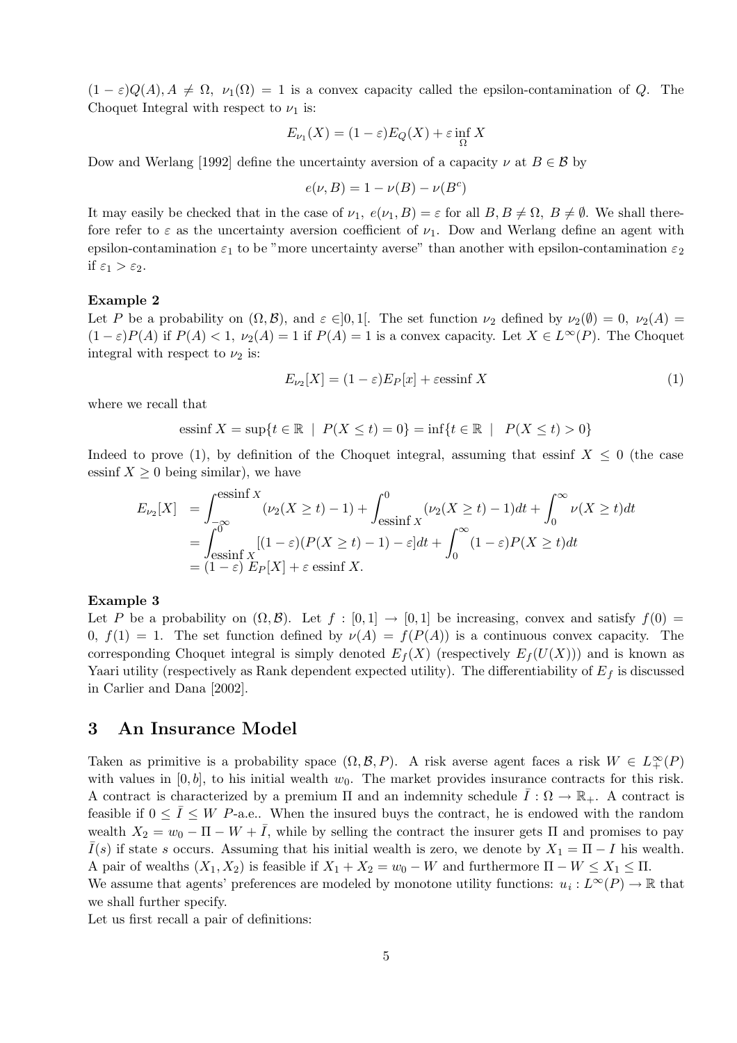$(1-\varepsilon)Q(A), A \neq \Omega,\ \nu_1(\Omega) = 1$ is a convex capacity called the epsilon-contamination of $Q$. The Choquet Integral with respect to $\nu_1$ is:

$$E_{\nu_1}(X) = (1-\varepsilon)E_Q(X) + \varepsilon \inf_{\Omega} X$$

Dow and Werlang [1992] define the uncertainty aversion of a capacity $\nu$ at $B \in \mathcal{B}$ by

$$e(\nu, B) = 1 - \nu(B) - \nu(B^c)$$

It may easily be checked that in the case of $\nu_1$, $e(\nu_1, B) = \varepsilon$ for all $B, B \neq \Omega,\ B \neq \emptyset$. We shall therefore refer to $\varepsilon$ as the uncertainty aversion coefficient of $\nu_1$. Dow and Werlang define an agent with epsilon-contamination $\varepsilon_1$ to be "more uncertainty averse" than another with epsilon-contamination $\varepsilon_2$ if $\varepsilon_1 > \varepsilon_2$.

**Example 2**

Let $P$ be a probability on $(\Omega, \mathcal{B})$, and $\varepsilon \in ]0,1[$. The set function $\nu_2$ defined by $\nu_2(\emptyset) = 0,\ \nu_2(A) = (1-\varepsilon)P(A)$ if $P(A) < 1$, $\nu_2(A) = 1$ if $P(A) = 1$ is a convex capacity. Let $X \in L^\infty(P)$. The Choquet integral with respect to $\nu_2$ is:

$$E_{\nu_2}[X] = (1-\varepsilon)E_P[x] + \varepsilon \text{essinf } X \tag{1}$$

where we recall that

$$\text{essinf } X = \sup\{t \in \mathbb{R} \mid P(X \leq t) = 0\} = \inf\{t \in \mathbb{R} \mid P(X \leq t) > 0\}$$

Indeed to prove (1), by definition of the Choquet integral, assuming that essinf $X \leq 0$ (the case essinf $X \geq 0$ being similar), we have

$$\begin{aligned}
E_{\nu_2}[X] &= \int_{-\infty}^{\text{essinf } X} (\nu_2(X \geq t) - 1) + \int_{\text{essinf } X}^{0} (\nu_2(X \geq t) - 1)dt + \int_0^\infty \nu(X \geq t)dt \\
&= \int_{\text{essinf } X}^{0} [(1-\varepsilon)(P(X \geq t) - 1) - \varepsilon]dt + \int_0^\infty (1-\varepsilon)P(X \geq t)dt \\
&= (1-\varepsilon)\ E_P[X] + \varepsilon \text{ essinf } X.
\end{aligned}$$

**Example 3**

Let $P$ be a probability on $(\Omega, \mathcal{B})$. Let $f : [0,1] \to [0,1]$ be increasing, convex and satisfy $f(0) = 0,\ f(1) = 1$. The set function defined by $\nu(A) = f(P(A))$ is a continuous convex capacity. The corresponding Choquet integral is simply denoted $E_f(X)$ (respectively $E_f(U(X))$) and is known as Yaari utility (respectively as Rank dependent expected utility). The differentiability of $E_f$ is discussed in Carlier and Dana [2002].

## 3 An Insurance Model

Taken as primitive is a probability space $(\Omega, \mathcal{B}, P)$. A risk averse agent faces a risk $W \in L_+^\infty(P)$ with values in $[0, b]$, to his initial wealth $w_0$. The market provides insurance contracts for this risk. A contract is characterized by a premium $\Pi$ and an indemnity schedule $\bar{I} : \Omega \to \mathbb{R}_+$. A contract is feasible if $0 \leq \bar{I} \leq W$ $P$-a.e.. When the insured buys the contract, he is endowed with the random wealth $X_2 = w_0 - \Pi - W + \bar{I}$, while by selling the contract the insurer gets $\Pi$ and promises to pay $\bar{I}(s)$ if state $s$ occurs. Assuming that his initial wealth is zero, we denote by $X_1 = \Pi - I$ his wealth. A pair of wealths $(X_1, X_2)$ is feasible if $X_1 + X_2 = w_0 - W$ and furthermore $\Pi - W \leq X_1 \leq \Pi$.

We assume that agents' preferences are modeled by monotone utility functions: $u_i : L^\infty(P) \to \mathbb{R}$ that we shall further specify.

Let us first recall a pair of definitions: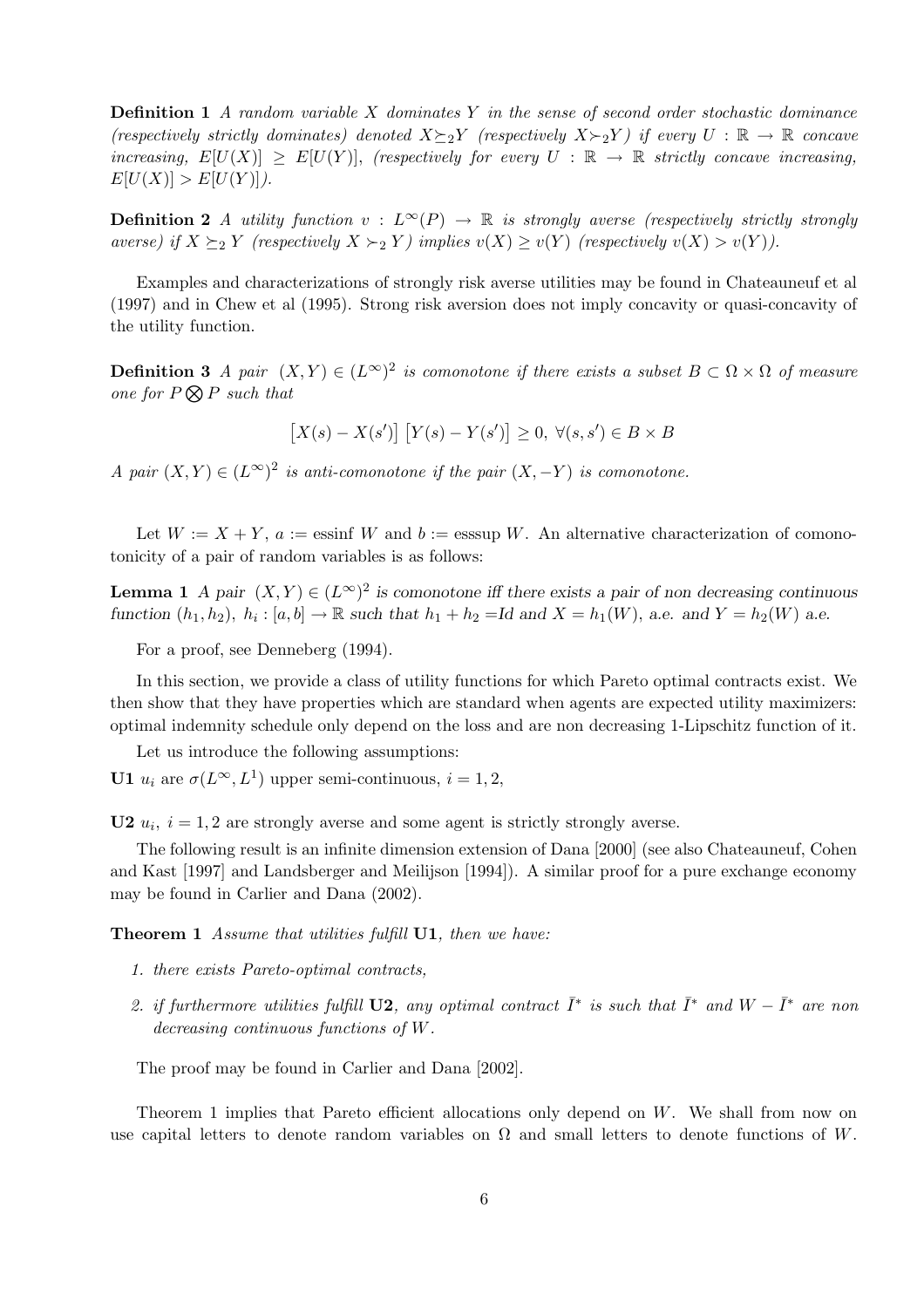**Definition 1** *A random variable $X$ dominates $Y$ in the sense of second order stochastic dominance (respectively strictly dominates) denoted $X \succeq_2 Y$ (respectively $X \succ_2 Y$) if every $U : \mathbb{R} \to \mathbb{R}$ concave increasing, $E[U(X)] \geq E[U(Y)]$, (respectively for every $U : \mathbb{R} \to \mathbb{R}$ strictly concave increasing, $E[U(X)] > E[U(Y)]$).*

**Definition 2** *A utility function $v : L^\infty(P) \to \mathbb{R}$ is strongly averse (respectively strictly strongly averse) if $X \succeq_2 Y$ (respectively $X \succ_2 Y$) implies $v(X) \geq v(Y)$ (respectively $v(X) > v(Y)$).*

Examples and characterizations of strongly risk averse utilities may be found in Chateauneuf et al (1997) and in Chew et al (1995). Strong risk aversion does not imply concavity or quasi-concavity of the utility function.

**Definition 3** *A pair $(X, Y) \in (L^\infty)^2$ is comonotone if there exists a subset $B \subset \Omega \times \Omega$ of measure one for $P \bigotimes P$ such that*

$$\left[X(s) - X(s')\right]\left[Y(s) - Y(s')\right] \geq 0, \ \forall (s, s') \in B \times B$$

*A pair $(X, Y) \in (L^\infty)^2$ is anti-comonotone if the pair $(X, -Y)$ is comonotone.*

Let $W := X + Y$, $a :=$ essinf $W$ and $b :=$ esssup $W$. An alternative characterization of comonotonicity of a pair of random variables is as follows:

**Lemma 1** *A pair $(X, Y) \in (L^\infty)^2$ is comonotone iff there exists a pair of non decreasing continuous function $(h_1, h_2)$, $h_i : [a, b] \to \mathbb{R}$ such that $h_1 + h_2 =$Id and $X = h_1(W)$, a.e. and $Y = h_2(W)$ a.e.*

For a proof, see Denneberg (1994).

In this section, we provide a class of utility functions for which Pareto optimal contracts exist. We then show that they have properties which are standard when agents are expected utility maximizers: optimal indemnity schedule only depend on the loss and are non decreasing 1-Lipschitz function of it.

Let us introduce the following assumptions:

**U1** $u_i$ are $\sigma(L^\infty, L^1)$ upper semi-continuous, $i = 1, 2$,

**U2** $u_i$, $i = 1, 2$ are strongly averse and some agent is strictly strongly averse.

The following result is an infinite dimension extension of Dana [2000] (see also Chateauneuf, Cohen and Kast [1997] and Landsberger and Meilijson [1994]). A similar proof for a pure exchange economy may be found in Carlier and Dana (2002).

**Theorem 1** *Assume that utilities fulfill* **U1***, then we have:*

1. *there exists Pareto-optimal contracts,*
2. *if furthermore utilities fulfill* **U2***, any optimal contract $\bar{I}^*$ is such that $\bar{I}^*$ and $W - \bar{I}^*$ are non decreasing continuous functions of $W$.*

The proof may be found in Carlier and Dana [2002].

Theorem 1 implies that Pareto efficient allocations only depend on $W$. We shall from now on use capital letters to denote random variables on $\Omega$ and small letters to denote functions of $W$.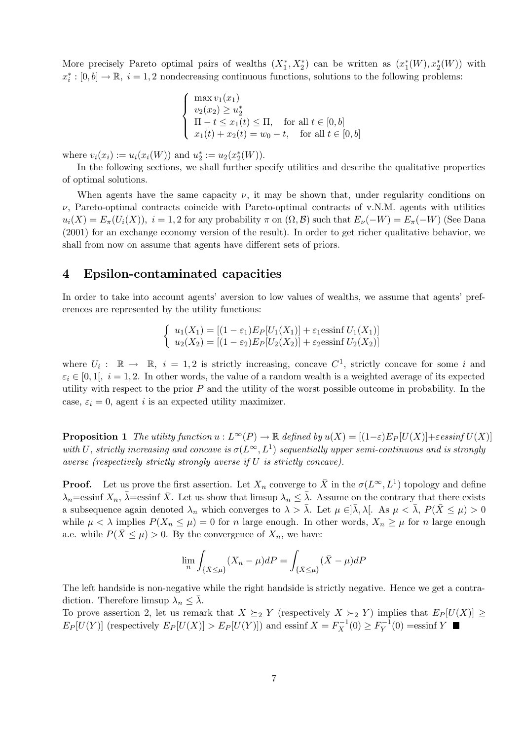More precisely Pareto optimal pairs of wealths $(X_1^*, X_2^*)$ can be written as $(x_1^*(W), x_2^*(W))$ with $x_i^* : [0, b] \to \mathbb{R}$, $i = 1, 2$ nondecreasing continuous functions, solutions to the following problems:

$$
\begin{cases}
\max v_1(x_1) \\
v_2(x_2) \geq u_2^* \\
\Pi - t \leq x_1(t) \leq \Pi, \quad \text{for all } t \in [0, b] \\
x_1(t) + x_2(t) = w_0 - t, \quad \text{for all } t \in [0, b]
\end{cases}
$$

where $v_i(x_i) := u_i(x_i(W))$ and $u_2^* := u_2(x_2^*(W))$.

In the following sections, we shall further specify utilities and describe the qualitative properties of optimal solutions.

When agents have the same capacity $\nu$, it may be shown that, under regularity conditions on $\nu$, Pareto-optimal contracts coincide with Pareto-optimal contracts of v.N.M. agents with utilities $u_i(X) = E_\pi(U_i(X))$, $i = 1, 2$ for any probability $\pi$ on $(\Omega, \mathcal{B})$ such that $E_\nu(-W) = E_\pi(-W)$ (See Dana (2001) for an exchange economy version of the result). In order to get richer qualitative behavior, we shall from now on assume that agents have different sets of priors.

## 4 Epsilon-contaminated capacities

In order to take into account agents' aversion to low values of wealths, we assume that agents' preferences are represented by the utility functions:

$$
\begin{cases}
u_1(X_1) = [(1 - \varepsilon_1) E_P[U_1(X_1)] + \varepsilon_1 \text{essinf}\, U_1(X_1)] \\
u_2(X_2) = [(1 - \varepsilon_2) E_P[U_2(X_2)] + \varepsilon_2 \text{essinf}\, U_2(X_2)]
\end{cases}
$$

where $U_i : \mathbb{R} \to \mathbb{R}$, $i = 1, 2$ is strictly increasing, concave $C^1$, strictly concave for some $i$ and $\varepsilon_i \in [0, 1[$, $i = 1, 2$. In other words, the value of a random wealth is a weighted average of its expected utility with respect to the prior $P$ and the utility of the worst possible outcome in probability. In the case, $\varepsilon_i = 0$, agent $i$ is an expected utility maximizer.

**Proposition 1** *The utility function $u : L^\infty(P) \to \mathbb{R}$ defined by $u(X) = [(1-\varepsilon)E_P[U(X)] + \varepsilon\, \text{essinf}\, U(X)]$ with $U$, strictly increasing and concave is $\sigma(L^\infty, L^1)$ sequentially upper semi-continuous and is strongly averse (respectively strictly strongly averse if $U$ is strictly concave).*

**Proof.** Let us prove the first assertion. Let $X_n$ converge to $\bar{X}$ in the $\sigma(L^\infty, L^1)$ topology and define $\lambda_n$=essinf $X_n$, $\bar{\lambda}$=essinf $\bar{X}$. Let us show that limsup $\lambda_n \leq \bar{\lambda}$. Assume on the contrary that there exists a subsequence again denoted $\lambda_n$ which converges to $\lambda > \bar{\lambda}$. Let $\mu \in ]\bar{\lambda}, \lambda[$. As $\mu < \bar{\lambda}$, $P(\bar{X} \leq \mu) > 0$ while $\mu < \lambda$ implies $P(X_n \leq \mu) = 0$ for $n$ large enough. In other words, $X_n \geq \mu$ for $n$ large enough a.e. while $P(\bar{X} \leq \mu) > 0$. By the convergence of $X_n$, we have:

$$
\lim_n \int_{\{\bar{X} \leq \mu\}} (X_n - \mu) dP = \int_{\{\bar{X} \leq \mu\}} (\bar{X} - \mu) dP
$$

The left handside is non-negative while the right handside is strictly negative. Hence we get a contradiction. Therefore limsup $\lambda_n \leq \bar{\lambda}$.

To prove assertion 2, let us remark that $X \succeq_2 Y$ (respectively $X \succ_2 Y$) implies that $E_P[U(X)] \geq E_P[U(Y)]$ (respectively $E_P[U(X)] > E_P[U(Y)]$) and essinf $X = F_X^{-1}(0) \geq F_Y^{-1}(0)$ =essinf $Y$ ■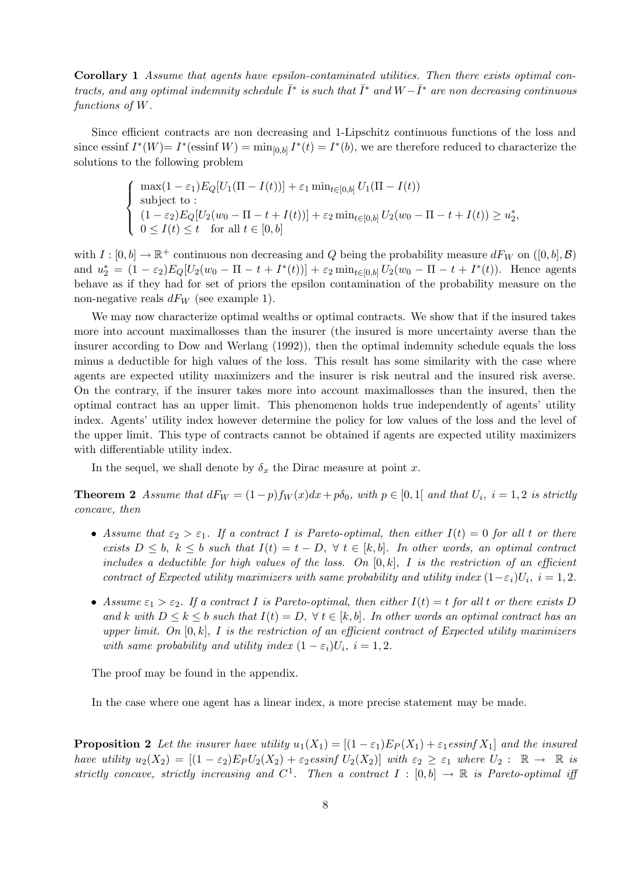**Corollary 1** *Assume that agents have epsilon-contaminated utilities. Then there exists optimal contracts, and any optimal indemnity schedule $\bar{I}^*$ is such that $\bar{I}^*$ and $W-\bar{I}^*$ are non decreasing continuous functions of $W$.*

Since efficient contracts are non decreasing and 1-Lipschitz continuous functions of the loss and since essinf $I^*(W) = I^*(\text{essinf } W) = \min_{[0,b]} I^*(t) = I^*(b)$, we are therefore reduced to characterize the solutions to the following problem

$$\begin{cases} \max(1-\varepsilon_1)E_Q[U_1(\Pi - I(t))] + \varepsilon_1 \min_{t\in[0,b]} U_1(\Pi - I(t)) \\ \text{subject to :} \\ (1-\varepsilon_2)E_Q[U_2(w_0 - \Pi - t + I(t))] + \varepsilon_2 \min_{t\in[0,b]} U_2(w_0 - \Pi - t + I(t)) \geq u_2^*, \\ 0 \leq I(t) \leq t \quad \text{for all } t \in [0,b] \end{cases}$$

with $I : [0,b] \to \mathbb{R}^+$ continuous non decreasing and $Q$ being the probability measure $dF_W$ on $([0,b], \mathcal{B})$ and $u_2^* = (1-\varepsilon_2)E_Q[U_2(w_0 - \Pi - t + I^*(t))] + \varepsilon_2 \min_{t\in[0,b]} U_2(w_0 - \Pi - t + I^*(t))$. Hence agents behave as if they had for set of priors the epsilon contamination of the probability measure on the non-negative reals $dF_W$ (see example 1).

We may now characterize optimal wealths or optimal contracts. We show that if the insured takes more into account maximallosses than the insurer (the insured is more uncertainty averse than the insurer according to Dow and Werlang (1992)), then the optimal indemnity schedule equals the loss minus a deductible for high values of the loss. This result has some similarity with the case where agents are expected utility maximizers and the insurer is risk neutral and the insured risk averse. On the contrary, if the insurer takes more into account maximallosses than the insured, then the optimal contract has an upper limit. This phenomenon holds true independently of agents' utility index. Agents' utility index however determine the policy for low values of the loss and the level of the upper limit. This type of contracts cannot be obtained if agents are expected utility maximizers with differentiable utility index.

In the sequel, we shall denote by $\delta_x$ the Dirac measure at point $x$.

**Theorem 2** *Assume that $dF_W = (1-p)f_W(x)dx + p\delta_0$, with $p \in [0,1[$ and that $U_i$, $i = 1,2$ is strictly concave, then*

- *Assume that $\varepsilon_2 > \varepsilon_1$. If a contract $I$ is Pareto-optimal, then either $I(t) = 0$ for all $t$ or there exists $D \leq b$, $k \leq b$ such that $I(t) = t - D$, $\forall\, t \in [k,b]$. In other words, an optimal contract includes a deductible for high values of the loss. On $[0,k]$, $I$ is the restriction of an efficient contract of Expected utility maximizers with same probability and utility index $(1-\varepsilon_i)U_i$, $i = 1,2$.*
- *Assume $\varepsilon_1 > \varepsilon_2$. If a contract $I$ is Pareto-optimal, then either $I(t) = t$ for all $t$ or there exists $D$ and $k$ with $D \leq k \leq b$ such that $I(t) = D$, $\forall\, t \in [k,b]$. In other words an optimal contract has an upper limit. On $[0,k]$, $I$ is the restriction of an efficient contract of Expected utility maximizers with same probability and utility index $(1-\varepsilon_i)U_i$, $i = 1,2$.*

The proof may be found in the appendix.

In the case where one agent has a linear index, a more precise statement may be made.

**Proposition 2** *Let the insurer have utility $u_1(X_1) = [(1-\varepsilon_1)E_P(X_1) + \varepsilon_1 \text{essinf } X_1]$ and the insured have utility $u_2(X_2) = [(1-\varepsilon_2)E_P U_2(X_2) + \varepsilon_2 \text{essinf } U_2(X_2)]$ with $\varepsilon_2 \geq \varepsilon_1$ where $U_2 : \mathbb{R} \to \mathbb{R}$ is strictly concave, strictly increasing and $C^1$. Then a contract $I : [0,b] \to \mathbb{R}$ is Pareto-optimal iff*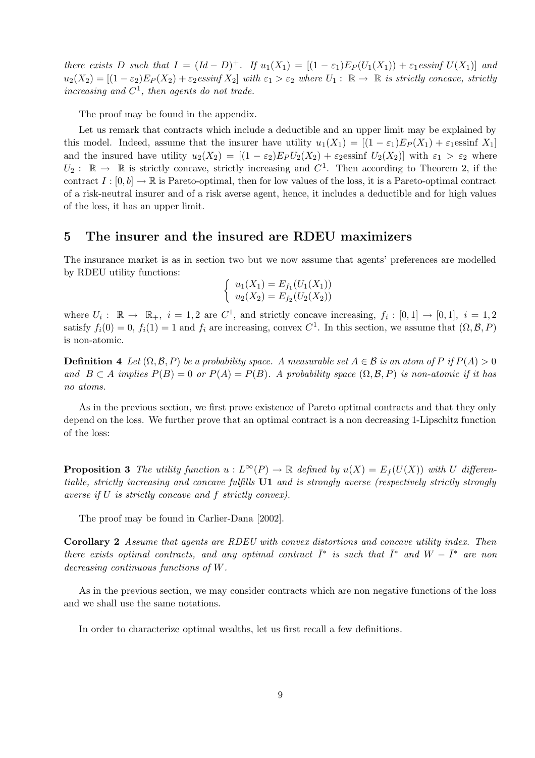*there exists $D$ such that $I = (Id - D)^+$. If $u_1(X_1) = [(1-\varepsilon_1)E_P(U_1(X_1)) + \varepsilon_1 essinf\, U(X_1)]$ and $u_2(X_2) = [(1-\varepsilon_2)E_P(X_2) + \varepsilon_2 essinf\, X_2]$ with $\varepsilon_1 > \varepsilon_2$ where $U_1 : \mathbb{R} \to \mathbb{R}$ is strictly concave, strictly increasing and $C^1$, then agents do not trade.*

The proof may be found in the appendix.

Let us remark that contracts which include a deductible and an upper limit may be explained by this model. Indeed, assume that the insurer have utility $u_1(X_1) = [(1-\varepsilon_1)E_P(X_1) + \varepsilon_1 \text{essinf } X_1]$ and the insured have utility $u_2(X_2) = [(1-\varepsilon_2)E_P U_2(X_2) + \varepsilon_2 \text{essinf } U_2(X_2)]$ with $\varepsilon_1 > \varepsilon_2$ where $U_2 : \mathbb{R} \to \mathbb{R}$ is strictly concave, strictly increasing and $C^1$. Then according to Theorem 2, if the contract $I : [0, b] \to \mathbb{R}$ is Pareto-optimal, then for low values of the loss, it is a Pareto-optimal contract of a risk-neutral insurer and of a risk averse agent, hence, it includes a deductible and for high values of the loss, it has an upper limit.

## 5 The insurer and the insured are RDEU maximizers

The insurance market is as in section two but we now assume that agents' preferences are modelled by RDEU utility functions:

$$\begin{cases} u_1(X_1) = E_{f_1}(U_1(X_1)) \\ u_2(X_2) = E_{f_2}(U_2(X_2)) \end{cases}$$

where $U_i : \mathbb{R} \to \mathbb{R}_+,\ i = 1, 2$ are $C^1$, and strictly concave increasing, $f_i : [0, 1] \to [0, 1],\ i = 1, 2$ satisfy $f_i(0) = 0$, $f_i(1) = 1$ and $f_i$ are increasing, convex $C^1$. In this section, we assume that $(\Omega, \mathcal{B}, P)$ is non-atomic.

**Definition 4** *Let $(\Omega, \mathcal{B}, P)$ be a probability space. A measurable set $A \in \mathcal{B}$ is an atom of $P$ if $P(A) > 0$ and $B \subset A$ implies $P(B) = 0$ or $P(A) = P(B)$. A probability space $(\Omega, \mathcal{B}, P)$ is non-atomic if it has no atoms.*

As in the previous section, we first prove existence of Pareto optimal contracts and that they only depend on the loss. We further prove that an optimal contract is a non decreasing 1-Lipschitz function of the loss:

**Proposition 3** *The utility function $u : L^\infty(P) \to \mathbb{R}$ defined by $u(X) = E_f(U(X))$ with $U$ differentiable, strictly increasing and concave fulfills* **U1** *and is strongly averse (respectively strictly strongly averse if $U$ is strictly concave and $f$ strictly convex).*

The proof may be found in Carlier-Dana [2002].

**Corollary 2** *Assume that agents are RDEU with convex distortions and concave utility index. Then there exists optimal contracts, and any optimal contract $\bar{I}^*$ is such that $\bar{I}^*$ and $W - \bar{I}^*$ are non decreasing continuous functions of $W$.*

As in the previous section, we may consider contracts which are non negative functions of the loss and we shall use the same notations.

In order to characterize optimal wealths, let us first recall a few definitions.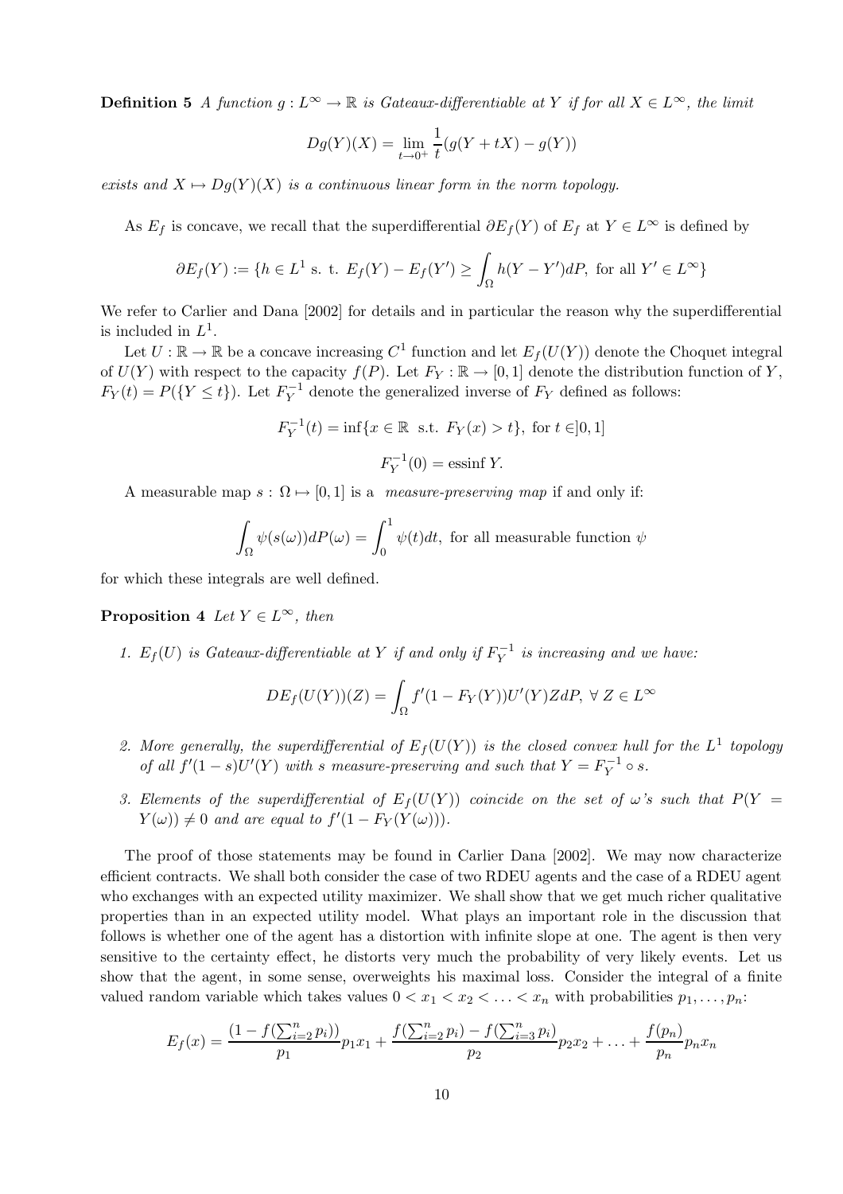**Definition 5** *A function $g : L^\infty \to \mathbb{R}$ is Gateaux-differentiable at $Y$ if for all $X \in L^\infty$, the limit*

$$Dg(Y)(X) = \lim_{t \to 0^+} \frac{1}{t}(g(Y + tX) - g(Y))$$

*exists and $X \mapsto Dg(Y)(X)$ is a continuous linear form in the norm topology.*

As $E_f$ is concave, we recall that the superdifferential $\partial E_f(Y)$ of $E_f$ at $Y \in L^\infty$ is defined by

$$\partial E_f(Y) := \{h \in L^1 \text{ s. t. } E_f(Y) - E_f(Y') \geq \int_\Omega h(Y - Y')dP, \text{ for all } Y' \in L^\infty\}$$

We refer to Carlier and Dana [2002] for details and in particular the reason why the superdifferential is included in $L^1$.

Let $U : \mathbb{R} \to \mathbb{R}$ be a concave increasing $C^1$ function and let $E_f(U(Y))$ denote the Choquet integral of $U(Y)$ with respect to the capacity $f(P)$. Let $F_Y : \mathbb{R} \to [0, 1]$ denote the distribution function of $Y$, $F_Y(t) = P(\{Y \leq t\})$. Let $F_Y^{-1}$ denote the generalized inverse of $F_Y$ defined as follows:

$$F_Y^{-1}(t) = \inf\{x \in \mathbb{R} \text{ s.t. } F_Y(x) > t\}, \text{ for } t \in ]0, 1]$$

$$F_Y^{-1}(0) = \text{essinf } Y.$$

A measurable map $s : \Omega \mapsto [0, 1]$ is a *measure-preserving map* if and only if:

$$\int_\Omega \psi(s(\omega))dP(\omega) = \int_0^1 \psi(t)dt, \text{ for all measurable function } \psi$$

for which these integrals are well defined.

**Proposition 4** *Let $Y \in L^\infty$, then*

1. *$E_f(U)$ is Gateaux-differentiable at $Y$ if and only if $F_Y^{-1}$ is increasing and we have:*

$$DE_f(U(Y))(Z) = \int_\Omega f'(1 - F_Y(Y))U'(Y)ZdP, \; \forall \; Z \in L^\infty$$

2. *More generally, the superdifferential of $E_f(U(Y))$ is the closed convex hull for the $L^1$ topology of all $f'(1 - s)U'(Y)$ with $s$ measure-preserving and such that $Y = F_Y^{-1} \circ s$.*

3. *Elements of the superdifferential of $E_f(U(Y))$ coincide on the set of $\omega$'s such that $P(Y = Y(\omega)) \neq 0$ and are equal to $f'(1 - F_Y(Y(\omega)))$.*

The proof of those statements may be found in Carlier Dana [2002]. We may now characterize efficient contracts. We shall both consider the case of two RDEU agents and the case of a RDEU agent who exchanges with an expected utility maximizer. We shall show that we get much richer qualitative properties than in an expected utility model. What plays an important role in the discussion that follows is whether one of the agent has a distortion with infinite slope at one. The agent is then very sensitive to the certainty effect, he distorts very much the probability of very likely events. Let us show that the agent, in some sense, overweights his maximal loss. Consider the integral of a finite valued random variable which takes values $0 < x_1 < x_2 < \ldots < x_n$ with probabilities $p_1, \ldots, p_n$:

$$E_f(x) = \frac{(1 - f(\sum_{i=2}^n p_i))}{p_1} p_1 x_1 + \frac{f(\sum_{i=2}^n p_i) - f(\sum_{i=3}^n p_i)}{p_2} p_2 x_2 + \ldots + \frac{f(p_n)}{p_n} p_n x_n$$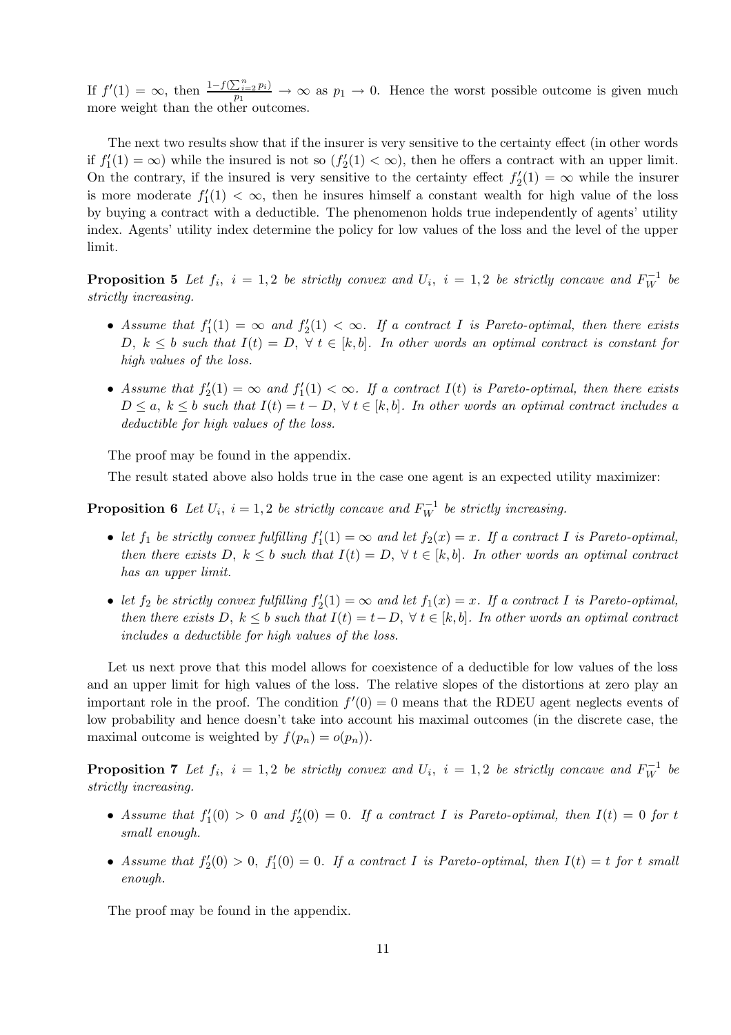If $f'(1) = \infty$, then $\frac{1-f(\sum_{i=2}^{n} p_i)}{p_1} \to \infty$ as $p_1 \to 0$. Hence the worst possible outcome is given much more weight than the other outcomes.

The next two results show that if the insurer is very sensitive to the certainty effect (in other words if $f_1'(1) = \infty$) while the insured is not so ($f_2'(1) < \infty$), then he offers a contract with an upper limit. On the contrary, if the insured is very sensitive to the certainty effect $f_2'(1) = \infty$ while the insurer is more moderate $f_1'(1) < \infty$, then he insures himself a constant wealth for high value of the loss by buying a contract with a deductible. The phenomenon holds true independently of agents' utility index. Agents' utility index determine the policy for low values of the loss and the level of the upper limit.

**Proposition 5** *Let $f_i$, $i = 1, 2$ be strictly convex and $U_i$, $i = 1, 2$ be strictly concave and $F_W^{-1}$ be strictly increasing.*

- *Assume that $f_1'(1) = \infty$ and $f_2'(1) < \infty$. If a contract $I$ is Pareto-optimal, then there exists $D$, $k \leq b$ such that $I(t) = D$, $\forall\, t \in [k, b]$. In other words an optimal contract is constant for high values of the loss.*
- *Assume that $f_2'(1) = \infty$ and $f_1'(1) < \infty$. If a contract $I(t)$ is Pareto-optimal, then there exists $D \leq a$, $k \leq b$ such that $I(t) = t - D$, $\forall\, t \in [k, b]$. In other words an optimal contract includes a deductible for high values of the loss.*

The proof may be found in the appendix.

The result stated above also holds true in the case one agent is an expected utility maximizer:

**Proposition 6** *Let $U_i$, $i = 1, 2$ be strictly concave and $F_W^{-1}$ be strictly increasing.*

- *let $f_1$ be strictly convex fulfilling $f_1'(1) = \infty$ and let $f_2(x) = x$. If a contract $I$ is Pareto-optimal, then there exists $D$, $k \leq b$ such that $I(t) = D$, $\forall\, t \in [k, b]$. In other words an optimal contract has an upper limit.*
- *let $f_2$ be strictly convex fulfilling $f_2'(1) = \infty$ and let $f_1(x) = x$. If a contract $I$ is Pareto-optimal, then there exists $D$, $k \leq b$ such that $I(t) = t - D$, $\forall\, t \in [k, b]$. In other words an optimal contract includes a deductible for high values of the loss.*

Let us next prove that this model allows for coexistence of a deductible for low values of the loss and an upper limit for high values of the loss. The relative slopes of the distortions at zero play an important role in the proof. The condition $f'(0) = 0$ means that the RDEU agent neglects events of low probability and hence doesn't take into account his maximal outcomes (in the discrete case, the maximal outcome is weighted by $f(p_n) = o(p_n)$).

**Proposition 7** *Let $f_i$, $i = 1, 2$ be strictly convex and $U_i$, $i = 1, 2$ be strictly concave and $F_W^{-1}$ be strictly increasing.*

- *Assume that $f_1'(0) > 0$ and $f_2'(0) = 0$. If a contract $I$ is Pareto-optimal, then $I(t) = 0$ for $t$ small enough.*
- *Assume that $f_2'(0) > 0$, $f_1'(0) = 0$. If a contract $I$ is Pareto-optimal, then $I(t) = t$ for $t$ small enough.*

The proof may be found in the appendix.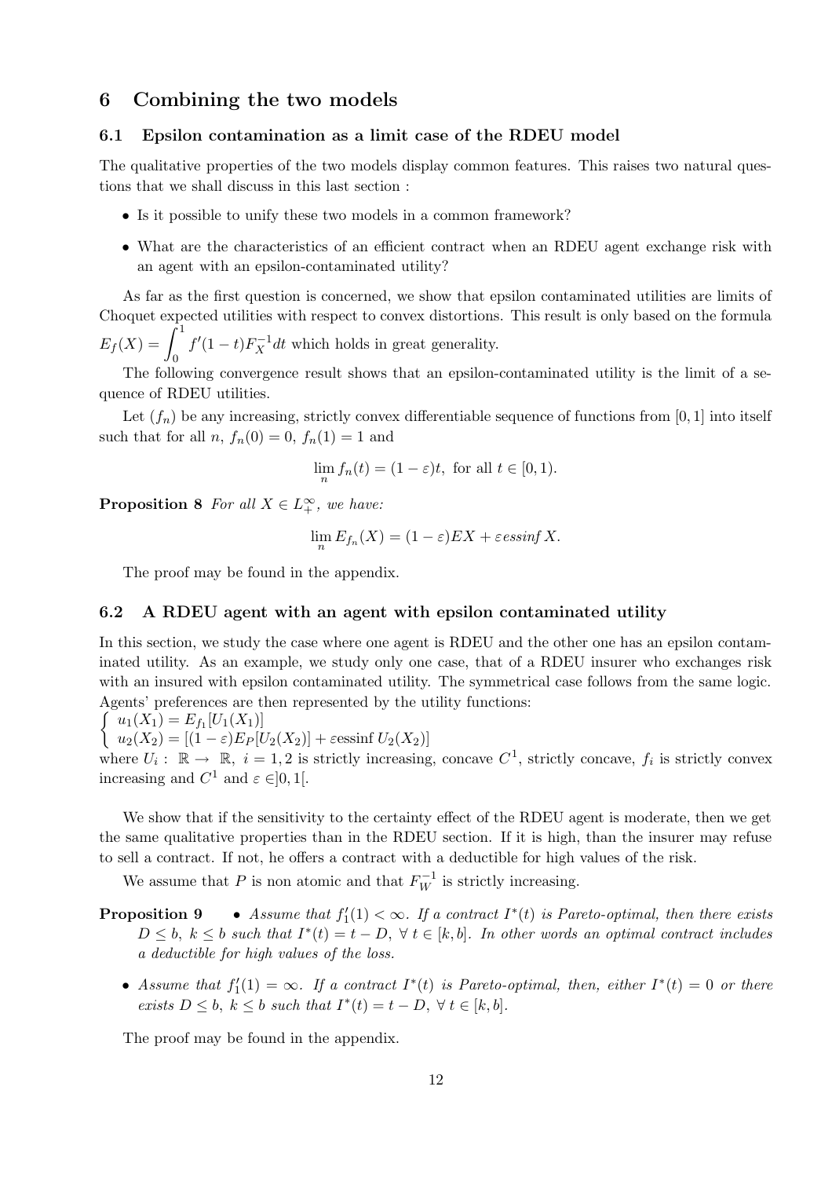## 6 Combining the two models

### 6.1 Epsilon contamination as a limit case of the RDEU model

The qualitative properties of the two models display common features. This raises two natural questions that we shall discuss in this last section :

- Is it possible to unify these two models in a common framework?
- What are the characteristics of an efficient contract when an RDEU agent exchange risk with an agent with an epsilon-contaminated utility?

As far as the first question is concerned, we show that epsilon contaminated utilities are limits of Choquet expected utilities with respect to convex distortions. This result is only based on the formula $E_f(X) = \int_0^1 f'(1-t)F_X^{-1}dt$ which holds in great generality.

The following convergence result shows that an epsilon-contaminated utility is the limit of a sequence of RDEU utilities.

Let $(f_n)$ be any increasing, strictly convex differentiable sequence of functions from $[0,1]$ into itself such that for all $n$, $f_n(0) = 0$, $f_n(1) = 1$ and

$$\lim_n f_n(t) = (1-\varepsilon)t, \text{ for all } t \in [0,1).$$

**Proposition 8** *For all $X \in L_+^\infty$, we have:*

$$\lim_n E_{f_n}(X) = (1-\varepsilon)EX + \varepsilon essinf\, X.$$

The proof may be found in the appendix.

### 6.2 A RDEU agent with an agent with epsilon contaminated utility

In this section, we study the case where one agent is RDEU and the other one has an epsilon contaminated utility. As an example, we study only one case, that of a RDEU insurer who exchanges risk with an insured with epsilon contaminated utility. The symmetrical case follows from the same logic. Agents' preferences are then represented by the utility functions:

$$\begin{cases} u_1(X_1) = E_{f_1}[U_1(X_1)] \\ u_2(X_2) = [(1-\varepsilon)E_P[U_2(X_2)] + \varepsilon \text{essinf}\, U_2(X_2)] \end{cases}$$

where $U_i : \mathbb{R} \to \mathbb{R}$, $i = 1,2$ is strictly increasing, concave $C^1$, strictly concave, $f_i$ is strictly convex increasing and $C^1$ and $\varepsilon \in ]0,1[$.

We show that if the sensitivity to the certainty effect of the RDEU agent is moderate, then we get the same qualitative properties than in the RDEU section. If it is high, than the insurer may refuse to sell a contract. If not, he offers a contract with a deductible for high values of the risk.

We assume that $P$ is non atomic and that $F_W^{-1}$ is strictly increasing.

**Proposition 9**

- *Assume that $f_1'(1) < \infty$. If a contract $I^*(t)$ is Pareto-optimal, then there exists $D \le b$, $k \le b$ such that $I^*(t) = t - D$, $\forall\, t \in [k,b]$. In other words an optimal contract includes a deductible for high values of the loss.*
- *Assume that $f_1'(1) = \infty$. If a contract $I^*(t)$ is Pareto-optimal, then, either $I^*(t) = 0$ or there exists $D \le b$, $k \le b$ such that $I^*(t) = t - D$, $\forall\, t \in [k,b]$.*

The proof may be found in the appendix.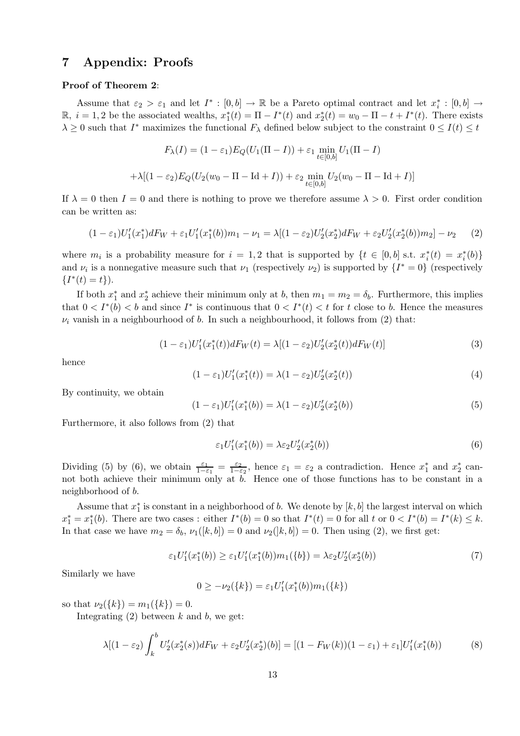# 7 Appendix: Proofs

**Proof of Theorem 2**:

Assume that $\varepsilon_2 > \varepsilon_1$ and let $I^* : [0, b] \to \mathbb{R}$ be a Pareto optimal contract and let $x_i^* : [0, b] \to \mathbb{R}$, $i = 1, 2$ be the associated wealths, $x_1^*(t) = \Pi - I^*(t)$ and $x_2^*(t) = w_0 - \Pi - t + I^*(t)$. There exists $\lambda \geq 0$ such that $I^*$ maximizes the functional $F_\lambda$ defined below subject to the constraint $0 \leq I(t) \leq t$

$$F_\lambda(I) = (1 - \varepsilon_1) E_Q(U_1(\Pi - I)) + \varepsilon_1 \min_{t \in [0,b]} U_1(\Pi - I)$$

$$+\lambda[(1 - \varepsilon_2) E_Q(U_2(w_0 - \Pi - \mathrm{Id} + I)) + \varepsilon_2 \min_{t \in [0,b]} U_2(w_0 - \Pi - \mathrm{Id} + I)]$$

If $\lambda = 0$ then $I = 0$ and there is nothing to prove we therefore assume $\lambda > 0$. First order condition can be written as:

$$(1 - \varepsilon_1) U_1'(x_1^*) dF_W + \varepsilon_1 U_1'(x_1^*(b)) m_1 - \nu_1 = \lambda[(1 - \varepsilon_2) U_2'(x_2^*) dF_W + \varepsilon_2 U_2'(x_2^*(b)) m_2] - \nu_2 \tag{2}$$

where $m_i$ is a probability measure for $i = 1, 2$ that is supported by $\{t \in [0, b] \text{ s.t. } x_i^*(t) = x_i^*(b)\}$ and $\nu_i$ is a nonnegative measure such that $\nu_1$ (respectively $\nu_2$) is supported by $\{I^* = 0\}$ (respectively $\{I^*(t) = t\}$).

If both $x_1^*$ and $x_2^*$ achieve their minimum only at $b$, then $m_1 = m_2 = \delta_b$. Furthermore, this implies that $0 < I^*(b) < b$ and since $I^*$ is continuous that $0 < I^*(t) < t$ for $t$ close to $b$. Hence the measures $\nu_i$ vanish in a neighbourhood of $b$. In such a neighbourhood, it follows from (2) that:

$$(1 - \varepsilon_1) U_1'(x_1^*(t)) dF_W(t) = \lambda[(1 - \varepsilon_2) U_2'(x_2^*(t)) dF_W(t)] \tag{3}$$

hence

$$(1 - \varepsilon_1) U_1'(x_1^*(t)) = \lambda(1 - \varepsilon_2) U_2'(x_2^*(t)) \tag{4}$$

By continuity, we obtain

$$(1 - \varepsilon_1) U_1'(x_1^*(b)) = \lambda(1 - \varepsilon_2) U_2'(x_2^*(b)) \tag{5}$$

Furthermore, it also follows from (2) that

$$\varepsilon_1 U_1'(x_1^*(b)) = \lambda \varepsilon_2 U_2'(x_2^*(b)) \tag{6}$$

Dividing (5) by (6), we obtain $\frac{\varepsilon_1}{1-\varepsilon_1} = \frac{\varepsilon_2}{1-\varepsilon_2}$, hence $\varepsilon_1 = \varepsilon_2$ a contradiction. Hence $x_1^*$ and $x_2^*$ cannot both achieve their minimum only at $b$. Hence one of those functions has to be constant in a neighborhood of $b$.

Assume that $x_1^*$ is constant in a neighborhood of $b$. We denote by $[k, b]$ the largest interval on which $x_1^* = x_1^*(b)$. There are two cases : either $I^*(b) = 0$ so that $I^*(t) = 0$ for all $t$ or $0 < I^*(b) = I^*(k) \leq k$. In that case we have $m_2 = \delta_b$, $\nu_1([k, b]) = 0$ and $\nu_2(]k, b]) = 0$. Then using (2), we first get:

$$\varepsilon_1 U_1'(x_1^*(b)) \geq \varepsilon_1 U_1'(x_1^*(b)) m_1(\{b\}) = \lambda \varepsilon_2 U_2'(x_2^*(b)) \tag{7}$$

Similarly we have

$$0 \geq -\nu_2(\{k\}) = \varepsilon_1 U_1'(x_1^*(b)) m_1(\{k\})$$

so that $\nu_2(\{k\}) = m_1(\{k\}) = 0$.

Integrating (2) between $k$ and $b$, we get:

$$\lambda[(1 - \varepsilon_2) \int_k^b U_2'(x_2^*(s)) dF_W + \varepsilon_2 U_2'(x_2^*)(b)] = [(1 - F_W(k))(1 - \varepsilon_1) + \varepsilon_1] U_1'(x_1^*(b)) \tag{8}$$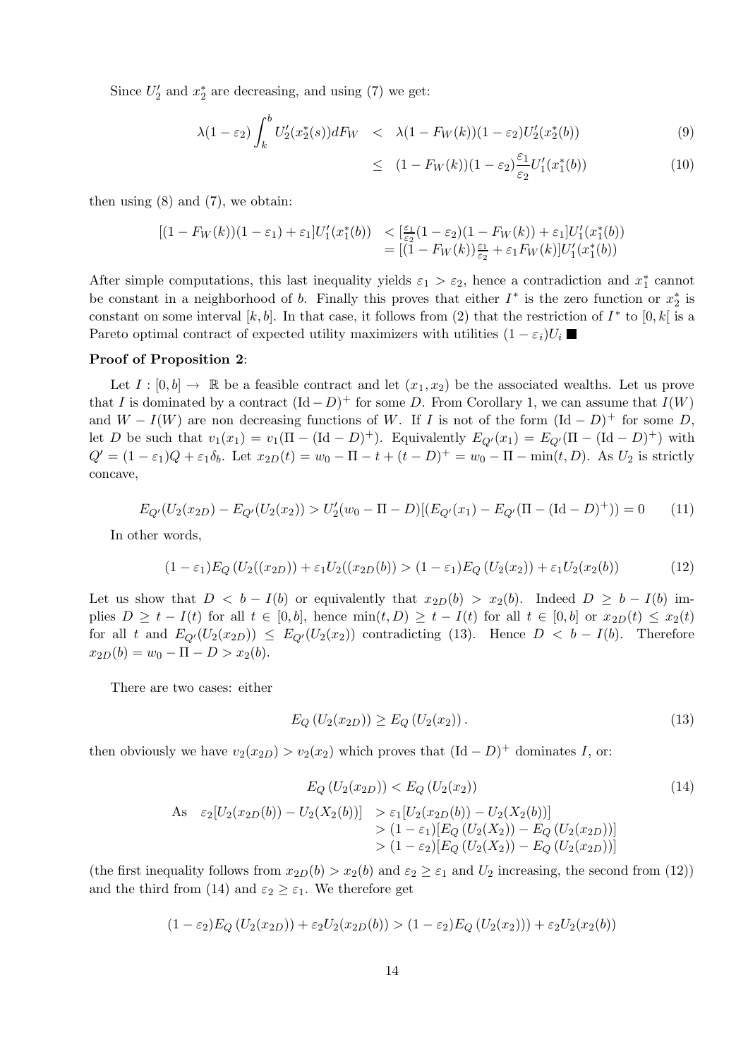Since $U_2'$ and $x_2^*$ are decreasing, and using (7) we get:

$$
\begin{aligned}
\lambda(1-\varepsilon_2)\int_k^b U_2'(x_2^*(s))dF_W &< \lambda(1-F_W(k))(1-\varepsilon_2)U_2'(x_2^*(b)) & (9)\\
&\leq (1-F_W(k))(1-\varepsilon_2)\frac{\varepsilon_1}{\varepsilon_2}U_1'(x_1^*(b)) & (10)
\end{aligned}
$$

then using (8) and (7), we obtain:

$$
\begin{aligned}
[(1-F_W(k))(1-\varepsilon_1)+\varepsilon_1]U_1'(x_1^*(b)) &< [\tfrac{\varepsilon_1}{\varepsilon_2}(1-\varepsilon_2)(1-F_W(k))+\varepsilon_1]U_1'(x_1^*(b))\\
&= [(1-F_W(k))\tfrac{\varepsilon_1}{\varepsilon_2}+\varepsilon_1 F_W(k)]U_1'(x_1^*(b))
\end{aligned}
$$

After simple computations, this last inequality yields $\varepsilon_1 > \varepsilon_2$, hence a contradiction and $x_1^*$ cannot be constant in a neighborhood of $b$. Finally this proves that either $I^*$ is the zero function or $x_2^*$ is constant on some interval $[k,b]$. In that case, it follows from (2) that the restriction of $I^*$ to $[0,k[$ is a Pareto optimal contract of expected utility maximizers with utilities $(1-\varepsilon_i)U_i$ ■

**Proof of Proposition 2**:

Let $I : [0,b] \to \mathbb{R}$ be a feasible contract and let $(x_1, x_2)$ be the associated wealths. Let us prove that $I$ is dominated by a contract $(\mathrm{Id}-D)^+$ for some $D$. From Corollary 1, we can assume that $I(W)$ and $W - I(W)$ are non decreasing functions of $W$. If $I$ is not of the form $(\mathrm{Id}-D)^+$ for some $D$, let $D$ be such that $v_1(x_1) = v_1(\Pi - (\mathrm{Id}-D)^+)$. Equivalently $E_{Q'}(x_1) = E_{Q'}(\Pi - (\mathrm{Id}-D)^+)$ with $Q' = (1-\varepsilon_1)Q + \varepsilon_1\delta_b$. Let $x_{2D}(t) = w_0 - \Pi - t + (t-D)^+ = w_0 - \Pi - \min(t, D)$. As $U_2$ is strictly concave,

$$
E_{Q'}(U_2(x_{2D}) - E_{Q'}(U_2(x_2)) > U_2'(w_0 - \Pi - D)[(E_{Q'}(x_1) - E_{Q'}(\Pi - (\mathrm{Id}-D)^+)) = 0 \qquad (11)
$$

In other words,

$$
(1-\varepsilon_1)E_Q\left(U_2((x_{2D})\right) + \varepsilon_1 U_2((x_{2D}(b)) > (1-\varepsilon_1)E_Q\left(U_2(x_2)\right) + \varepsilon_1 U_2(x_2(b)) \qquad (12)
$$

Let us show that $D < b - I(b)$ or equivalently that $x_{2D}(b) > x_2(b)$. Indeed $D \geq b - I(b)$ implies $D \geq t - I(t)$ for all $t \in [0,b]$, hence $\min(t,D) \geq t - I(t)$ for all $t \in [0,b]$ or $x_{2D}(t) \leq x_2(t)$ for all $t$ and $E_{Q'}(U_2(x_{2D})) \leq E_{Q'}(U_2(x_2))$ contradicting (13). Hence $D < b - I(b)$. Therefore $x_{2D}(b) = w_0 - \Pi - D > x_2(b)$.

There are two cases: either

$$
E_Q\left(U_2(x_{2D})\right) \geq E_Q\left(U_2(x_2)\right). \qquad (13)
$$

then obviously we have $v_2(x_{2D}) > v_2(x_2)$ which proves that $(\mathrm{Id}-D)^+$ dominates $I$, or:

$$
E_Q\left(U_2(x_{2D})\right) < E_Q\left(U_2(x_2)\right) \qquad (14)
$$

$$
\begin{aligned}
\text{As}\quad \varepsilon_2[U_2(x_{2D}(b)) - U_2(X_2(b))] &> \varepsilon_1[U_2(x_{2D}(b)) - U_2(X_2(b))]\\
&> (1-\varepsilon_1)[E_Q\left(U_2(X_2)\right) - E_Q\left(U_2(x_{2D})\right)]\\
&> (1-\varepsilon_2)[E_Q\left(U_2(X_2)\right) - E_Q\left(U_2(x_{2D})\right)]
\end{aligned}
$$

(the first inequality follows from $x_{2D}(b) > x_2(b)$ and $\varepsilon_2 \geq \varepsilon_1$ and $U_2$ increasing, the second from (12)) and the third from (14) and $\varepsilon_2 \geq \varepsilon_1$. We therefore get

$$
(1-\varepsilon_2)E_Q\left(U_2(x_{2D})\right) + \varepsilon_2 U_2(x_{2D}(b)) > (1-\varepsilon_2)E_Q\left(U_2(x_2))\right) + \varepsilon_2 U_2(x_2(b))
$$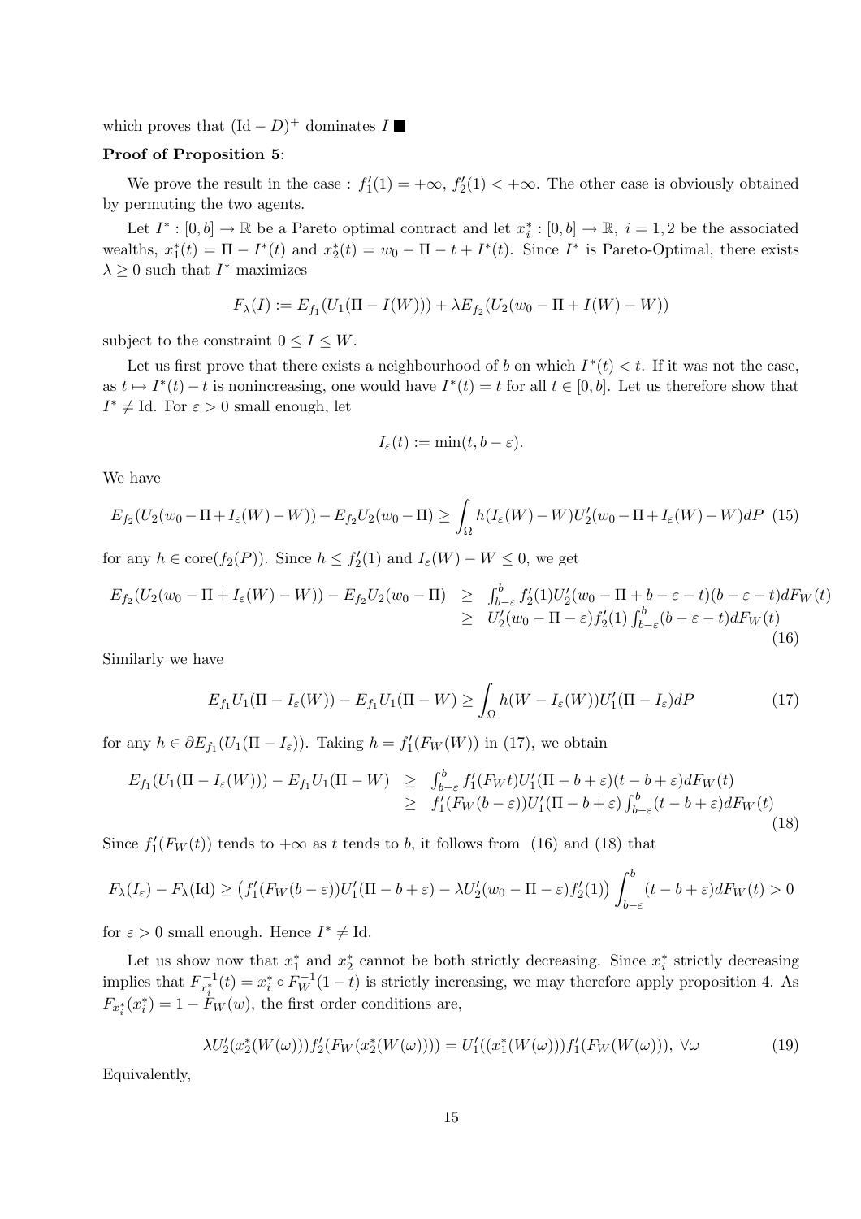which proves that $(\mathrm{Id} - D)^+$ dominates $I$ ■

**Proof of Proposition 5**:

We prove the result in the case : $f_1'(1) = +\infty$, $f_2'(1) < +\infty$. The other case is obviously obtained by permuting the two agents.

Let $I^* : [0, b] \to \mathbb{R}$ be a Pareto optimal contract and let $x_i^* : [0, b] \to \mathbb{R}$, $i = 1, 2$ be the associated wealths, $x_1^*(t) = \Pi - I^*(t)$ and $x_2^*(t) = w_0 - \Pi - t + I^*(t)$. Since $I^*$ is Pareto-Optimal, there exists $\lambda \geq 0$ such that $I^*$ maximizes

$$F_\lambda(I) := E_{f_1}(U_1(\Pi - I(W))) + \lambda E_{f_2}(U_2(w_0 - \Pi + I(W) - W))$$

subject to the constraint $0 \leq I \leq W$.

Let us first prove that there exists a neighbourhood of $b$ on which $I^*(t) < t$. If it was not the case, as $t \mapsto I^*(t) - t$ is nonincreasing, one would have $I^*(t) = t$ for all $t \in [0, b]$. Let us therefore show that $I^* \neq \mathrm{Id}$. For $\varepsilon > 0$ small enough, let

$$I_\varepsilon(t) := \min(t, b - \varepsilon).$$

We have

$$E_{f_2}(U_2(w_0 - \Pi + I_\varepsilon(W) - W)) - E_{f_2} U_2(w_0 - \Pi) \geq \int_\Omega h(I_\varepsilon(W) - W) U_2'(w_0 - \Pi + I_\varepsilon(W) - W) dP \quad (15)$$

for any $h \in \mathrm{core}(f_2(P))$. Since $h \leq f_2'(1)$ and $I_\varepsilon(W) - W \leq 0$, we get

$$\begin{aligned} E_{f_2}(U_2(w_0 - \Pi + I_\varepsilon(W) - W)) - E_{f_2} U_2(w_0 - \Pi) &\geq \int_{b-\varepsilon}^b f_2'(1) U_2'(w_0 - \Pi + b - \varepsilon - t)(b - \varepsilon - t) dF_W(t) \\ &\geq U_2'(w_0 - \Pi - \varepsilon) f_2'(1) \int_{b-\varepsilon}^b (b - \varepsilon - t) dF_W(t) \end{aligned} \quad (16)$$

Similarly we have

$$E_{f_1} U_1(\Pi - I_\varepsilon(W)) - E_{f_1} U_1(\Pi - W) \geq \int_\Omega h(W - I_\varepsilon(W)) U_1'(\Pi - I_\varepsilon) dP \quad (17)$$

for any $h \in \partial E_{f_1}(U_1(\Pi - I_\varepsilon))$. Taking $h = f_1'(F_W(W))$ in (17), we obtain

$$\begin{aligned} E_{f_1}(U_1(\Pi - I_\varepsilon(W))) - E_{f_1} U_1(\Pi - W) &\geq \int_{b-\varepsilon}^b f_1'(F_W t) U_1'(\Pi - b + \varepsilon)(t - b + \varepsilon) dF_W(t) \\ &\geq f_1'(F_W(b - \varepsilon)) U_1'(\Pi - b + \varepsilon) \int_{b-\varepsilon}^b (t - b + \varepsilon) dF_W(t) \end{aligned} \quad (18)$$

Since $f_1'(F_W(t))$ tends to $+\infty$ as $t$ tends to $b$, it follows from (16) and (18) that

$$F_\lambda(I_\varepsilon) - F_\lambda(\mathrm{Id}) \geq \left( f_1'(F_W(b - \varepsilon)) U_1'(\Pi - b + \varepsilon) - \lambda U_2'(w_0 - \Pi - \varepsilon) f_2'(1) \right) \int_{b-\varepsilon}^b (t - b + \varepsilon) dF_W(t) > 0$$

for $\varepsilon > 0$ small enough. Hence $I^* \neq \mathrm{Id}$.

Let us show now that $x_1^*$ and $x_2^*$ cannot be both strictly decreasing. Since $x_i^*$ strictly decreasing implies that $F_{x_i^*}^{-1}(t) = x_i^* \circ F_W^{-1}(1 - t)$ is strictly increasing, we may therefore apply proposition 4. As $F_{x_i^*}(x_i^*) = 1 - F_W(w)$, the first order conditions are,

$$\lambda U_2'(x_2^*(W(\omega))) f_2'(F_W(x_2^*(W(\omega)))) = U_1'((x_1^*(W(\omega))) f_1'(F_W(W(\omega))), \ \forall \omega \quad (19)$$

Equivalently,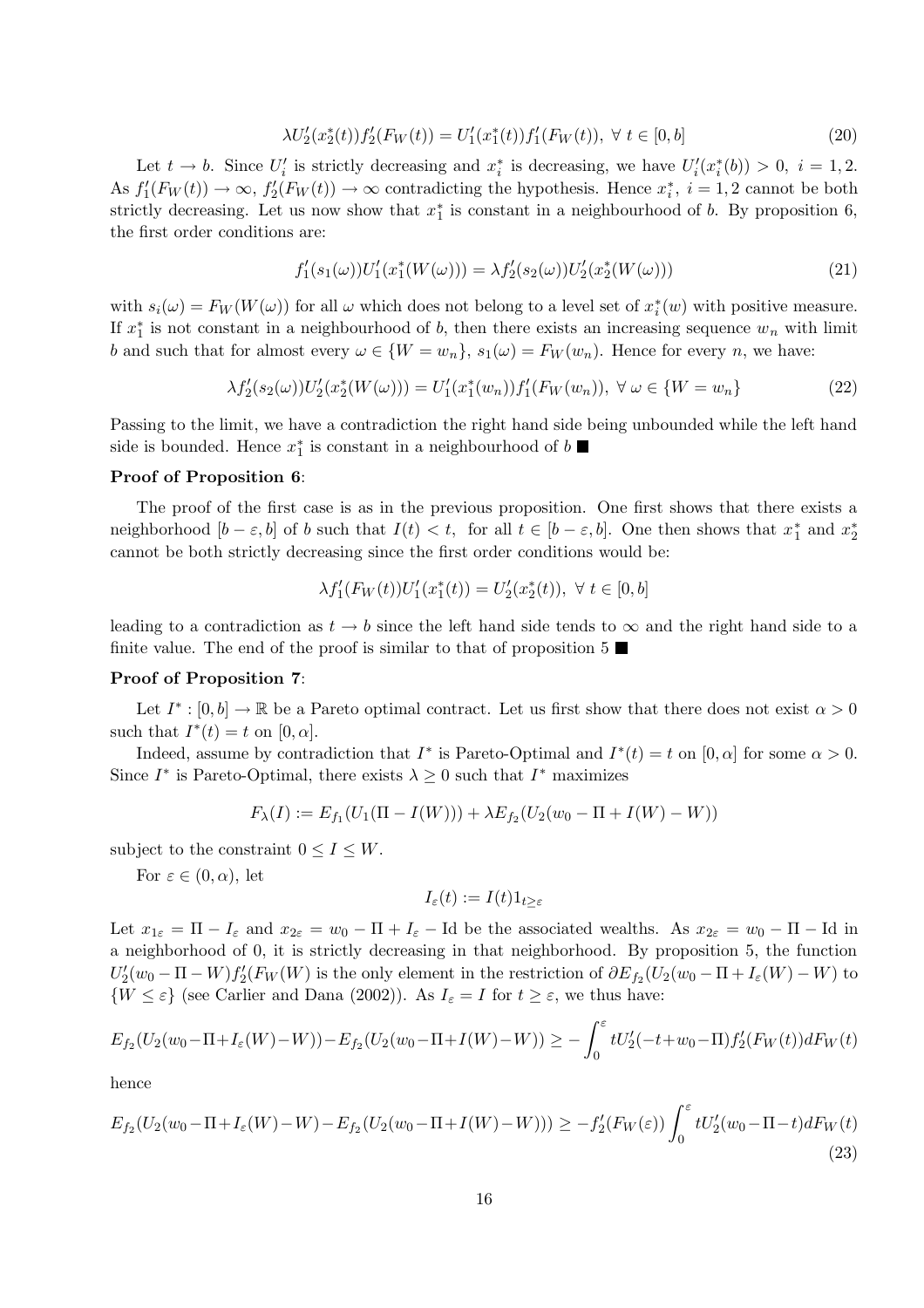$$\lambda U_2'(x_2^*(t)) f_2'(F_W(t)) = U_1'(x_1^*(t)) f_1'(F_W(t)),\ \forall\ t \in [0,b] \tag{20}$$

Let $t \to b$. Since $U_i'$ is strictly decreasing and $x_i^*$ is decreasing, we have $U_i'(x_i^*(b)) > 0,\ i = 1,2$. As $f_1'(F_W(t)) \to \infty$, $f_2'(F_W(t)) \to \infty$ contradicting the hypothesis. Hence $x_i^*,\ i = 1,2$ cannot be both strictly decreasing. Let us now show that $x_1^*$ is constant in a neighbourhood of $b$. By proposition 6, the first order conditions are:

$$f_1'(s_1(\omega)) U_1'(x_1^*(W(\omega))) = \lambda f_2'(s_2(\omega)) U_2'(x_2^*(W(\omega))) \tag{21}$$

with $s_i(\omega) = F_W(W(\omega))$ for all $\omega$ which does not belong to a level set of $x_i^*(w)$ with positive measure. If $x_1^*$ is not constant in a neighbourhood of $b$, then there exists an increasing sequence $w_n$ with limit $b$ and such that for almost every $\omega \in \{W = w_n\}$, $s_1(\omega) = F_W(w_n)$. Hence for every $n$, we have:

$$\lambda f_2'(s_2(\omega)) U_2'(x_2^*(W(\omega))) = U_1'(x_1^*(w_n)) f_1'(F_W(w_n)),\ \forall\ \omega \in \{W = w_n\} \tag{22}$$

Passing to the limit, we have a contradiction the right hand side being unbounded while the left hand side is bounded. Hence $x_1^*$ is constant in a neighbourhood of $b$ ■

**Proof of Proposition 6**:

The proof of the first case is as in the previous proposition. One first shows that there exists a neighborhood $[b-\varepsilon, b]$ of $b$ such that $I(t) < t$, for all $t \in [b-\varepsilon, b]$. One then shows that $x_1^*$ and $x_2^*$ cannot be both strictly decreasing since the first order conditions would be:

$$\lambda f_1'(F_W(t)) U_1'(x_1^*(t)) = U_2'(x_2^*(t)),\ \forall\ t \in [0,b]$$

leading to a contradiction as $t \to b$ since the left hand side tends to $\infty$ and the right hand side to a finite value. The end of the proof is similar to that of proposition 5 ■

**Proof of Proposition 7**:

Let $I^* : [0,b] \to \mathbb{R}$ be a Pareto optimal contract. Let us first show that there does not exist $\alpha > 0$ such that $I^*(t) = t$ on $[0,\alpha]$.

Indeed, assume by contradiction that $I^*$ is Pareto-Optimal and $I^*(t) = t$ on $[0,\alpha]$ for some $\alpha > 0$. Since $I^*$ is Pareto-Optimal, there exists $\lambda \geq 0$ such that $I^*$ maximizes

$$F_\lambda(I) := E_{f_1}(U_1(\Pi - I(W))) + \lambda E_{f_2}(U_2(w_0 - \Pi + I(W) - W))$$

subject to the constraint $0 \leq I \leq W$.

For $\varepsilon \in (0,\alpha)$, let

$$I_\varepsilon(t) := I(t) 1_{t \geq \varepsilon}$$

Let $x_{1\varepsilon} = \Pi - I_\varepsilon$ and $x_{2\varepsilon} = w_0 - \Pi + I_\varepsilon - \text{Id}$ be the associated wealths. As $x_{2\varepsilon} = w_0 - \Pi - \text{Id}$ in a neighborhood of 0, it is strictly decreasing in that neighborhood. By proposition 5, the function $U_2'(w_0 - \Pi - W) f_2'(F_W(W)$ is the only element in the restriction of $\partial E_{f_2}(U_2(w_0 - \Pi + I_\varepsilon(W) - W)$ to $\{W \leq \varepsilon\}$ (see Carlier and Dana (2002)). As $I_\varepsilon = I$ for $t \geq \varepsilon$, we thus have:

$$E_{f_2}(U_2(w_0 - \Pi + I_\varepsilon(W) - W)) - E_{f_2}(U_2(w_0 - \Pi + I(W) - W)) \geq -\int_0^\varepsilon t U_2'(-t + w_0 - \Pi) f_2'(F_W(t)) dF_W(t)$$

hence

$$E_{f_2}(U_2(w_0 - \Pi + I_\varepsilon(W) - W) - E_{f_2}(U_2(w_0 - \Pi + I(W) - W))) \geq -f_2'(F_W(\varepsilon)) \int_0^\varepsilon t U_2'(w_0 - \Pi - t) dF_W(t) \tag{23}$$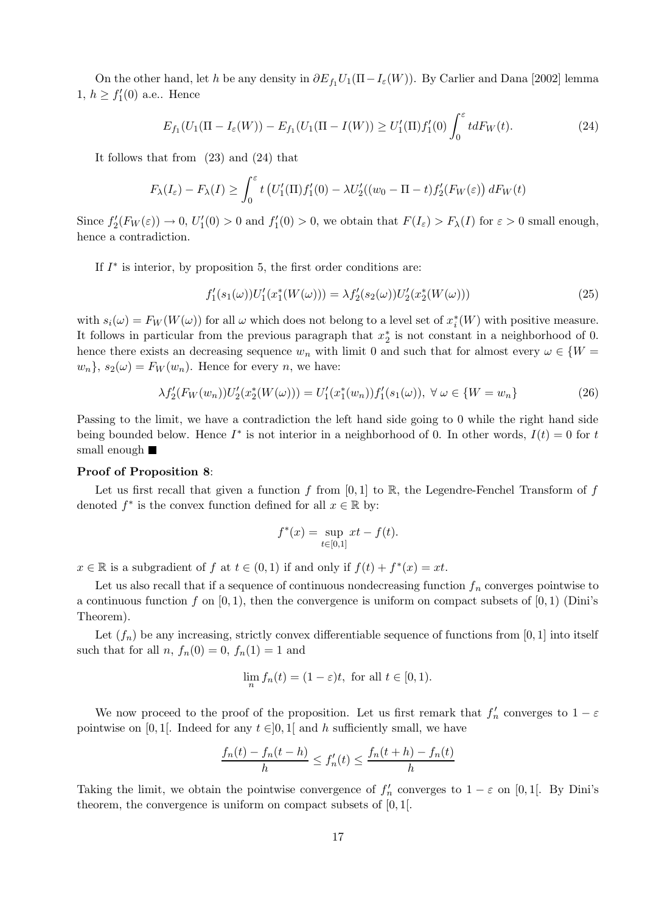On the other hand, let $h$ be any density in $\partial E_{f_1} U_1(\Pi - I_\varepsilon(W))$. By Carlier and Dana [2002] lemma 1, $h \geq f_1'(0)$ a.e.. Hence

$$E_{f_1}(U_1(\Pi - I_\varepsilon(W)) - E_{f_1}(U_1(\Pi - I(W)) \geq U_1'(\Pi) f_1'(0) \int_0^\varepsilon t dF_W(t). \tag{24}$$

It follows that from (23) and (24) that

$$F_\lambda(I_\varepsilon) - F_\lambda(I) \geq \int_0^\varepsilon t \left( U_1'(\Pi) f_1'(0) - \lambda U_2'((w_0 - \Pi - t) f_2'(F_W(\varepsilon)) \right) dF_W(t)$$

Since $f_2'(F_W(\varepsilon)) \to 0$, $U_1'(0) > 0$ and $f_1'(0) > 0$, we obtain that $F(I_\varepsilon) > F_\lambda(I)$ for $\varepsilon > 0$ small enough, hence a contradiction.

If $I^*$ is interior, by proposition 5, the first order conditions are:

$$f_1'(s_1(\omega)) U_1'(x_1^*(W(\omega))) = \lambda f_2'(s_2(\omega)) U_2'(x_2^*(W(\omega))) \tag{25}$$

with $s_i(\omega) = F_W(W(\omega))$ for all $\omega$ which does not belong to a level set of $x_i^*(W)$ with positive measure. It follows in particular from the previous paragraph that $x_2^*$ is not constant in a neighborhood of 0. hence there exists an decreasing sequence $w_n$ with limit 0 and such that for almost every $\omega \in \{W = w_n\}$, $s_2(\omega) = F_W(w_n)$. Hence for every $n$, we have:

$$\lambda f_2'(F_W(w_n)) U_2'(x_2^*(W(\omega))) = U_1'(x_1^*(w_n)) f_1'(s_1(\omega)), \ \forall \ \omega \in \{W = w_n\} \tag{26}$$

Passing to the limit, we have a contradiction the left hand side going to 0 while the right hand side being bounded below. Hence $I^*$ is not interior in a neighborhood of 0. In other words, $I(t) = 0$ for $t$ small enough ■

**Proof of Proposition 8**:

Let us first recall that given a function $f$ from $[0, 1]$ to $\mathbb{R}$, the Legendre-Fenchel Transform of $f$ denoted $f^*$ is the convex function defined for all $x \in \mathbb{R}$ by:

$$f^*(x) = \sup_{t \in [0,1]} xt - f(t).$$

$x \in \mathbb{R}$ is a subgradient of $f$ at $t \in (0, 1)$ if and only if $f(t) + f^*(x) = xt$.

Let us also recall that if a sequence of continuous nondecreasing function $f_n$ converges pointwise to a continuous function $f$ on $[0, 1)$, then the convergence is uniform on compact subsets of $[0, 1)$ (Dini's Theorem).

Let $(f_n)$ be any increasing, strictly convex differentiable sequence of functions from $[0, 1]$ into itself such that for all $n$, $f_n(0) = 0$, $f_n(1) = 1$ and

$$\lim_n f_n(t) = (1 - \varepsilon)t, \text{ for all } t \in [0, 1).$$

We now proceed to the proof of the proposition. Let us first remark that $f_n'$ converges to $1 - \varepsilon$ pointwise on $[0, 1[$. Indeed for any $t \in ]0, 1[$ and $h$ sufficiently small, we have

$$\frac{f_n(t) - f_n(t-h)}{h} \leq f_n'(t) \leq \frac{f_n(t+h) - f_n(t)}{h}$$

Taking the limit, we obtain the pointwise convergence of $f_n'$ converges to $1 - \varepsilon$ on $[0, 1[$. By Dini's theorem, the convergence is uniform on compact subsets of $[0, 1[$.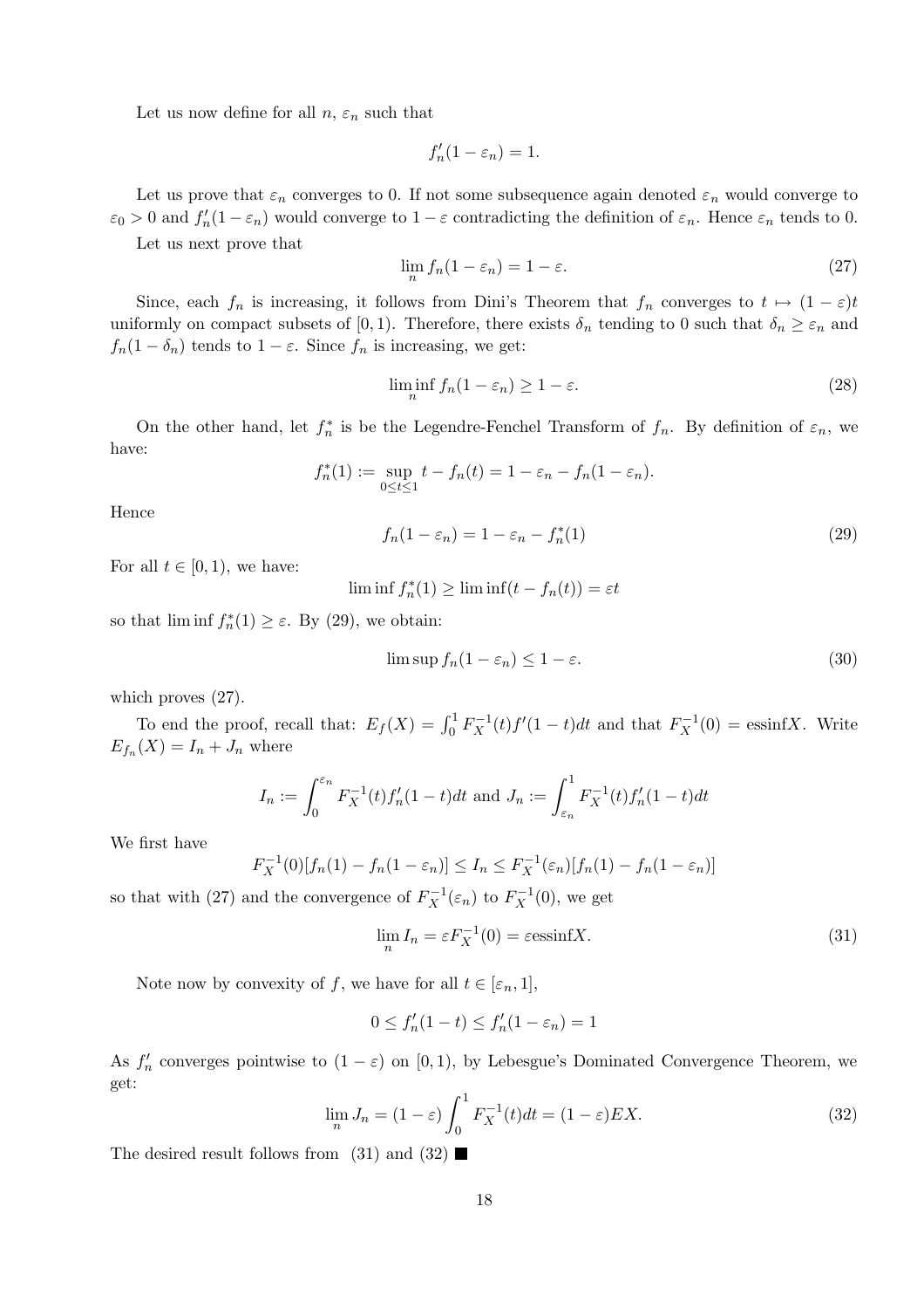Let us now define for all $n$, $\varepsilon_n$ such that

$$f_n'(1-\varepsilon_n) = 1.$$

Let us prove that $\varepsilon_n$ converges to 0. If not some subsequence again denoted $\varepsilon_n$ would converge to $\varepsilon_0 > 0$ and $f_n'(1-\varepsilon_n)$ would converge to $1-\varepsilon$ contradicting the definition of $\varepsilon_n$. Hence $\varepsilon_n$ tends to 0.

Let us next prove that

$$\lim_n f_n(1-\varepsilon_n) = 1-\varepsilon. \tag{27}$$

Since, each $f_n$ is increasing, it follows from Dini's Theorem that $f_n$ converges to $t \mapsto (1-\varepsilon)t$ uniformly on compact subsets of $[0,1)$. Therefore, there exists $\delta_n$ tending to 0 such that $\delta_n \geq \varepsilon_n$ and $f_n(1-\delta_n)$ tends to $1-\varepsilon$. Since $f_n$ is increasing, we get:

$$\liminf_n f_n(1-\varepsilon_n) \geq 1-\varepsilon. \tag{28}$$

On the other hand, let $f_n^*$ is be the Legendre-Fenchel Transform of $f_n$. By definition of $\varepsilon_n$, we have:

$$f_n^*(1) := \sup_{0 \leq t \leq 1} t - f_n(t) = 1 - \varepsilon_n - f_n(1-\varepsilon_n).$$

Hence

$$f_n(1-\varepsilon_n) = 1 - \varepsilon_n - f_n^*(1) \tag{29}$$

For all $t \in [0,1)$, we have:

$$\liminf f_n^*(1) \geq \liminf(t - f_n(t)) = \varepsilon t$$

so that $\liminf f_n^*(1) \geq \varepsilon$. By (29), we obtain:

$$\limsup f_n(1-\varepsilon_n) \leq 1-\varepsilon. \tag{30}$$

which proves (27).

To end the proof, recall that: $E_f(X) = \int_0^1 F_X^{-1}(t) f'(1-t)dt$ and that $F_X^{-1}(0) = \text{essinf} X$. Write $E_{f_n}(X) = I_n + J_n$ where

$$I_n := \int_0^{\varepsilon_n} F_X^{-1}(t) f_n'(1-t)dt \text{ and } J_n := \int_{\varepsilon_n}^1 F_X^{-1}(t) f_n'(1-t)dt$$

We first have

$$F_X^{-1}(0)[f_n(1) - f_n(1-\varepsilon_n)] \leq I_n \leq F_X^{-1}(\varepsilon_n)[f_n(1) - f_n(1-\varepsilon_n)]$$

so that with (27) and the convergence of $F_X^{-1}(\varepsilon_n)$ to $F_X^{-1}(0)$, we get

$$\lim_n I_n = \varepsilon F_X^{-1}(0) = \varepsilon \text{essinf} X. \tag{31}$$

Note now by convexity of $f$, we have for all $t \in [\varepsilon_n, 1]$,

$$0 \leq f_n'(1-t) \leq f_n'(1-\varepsilon_n) = 1$$

As $f_n'$ converges pointwise to $(1-\varepsilon)$ on $[0,1)$, by Lebesgue's Dominated Convergence Theorem, we get:

$$\lim_n J_n = (1-\varepsilon) \int_0^1 F_X^{-1}(t)dt = (1-\varepsilon)EX. \tag{32}$$

The desired result follows from (31) and (32) ■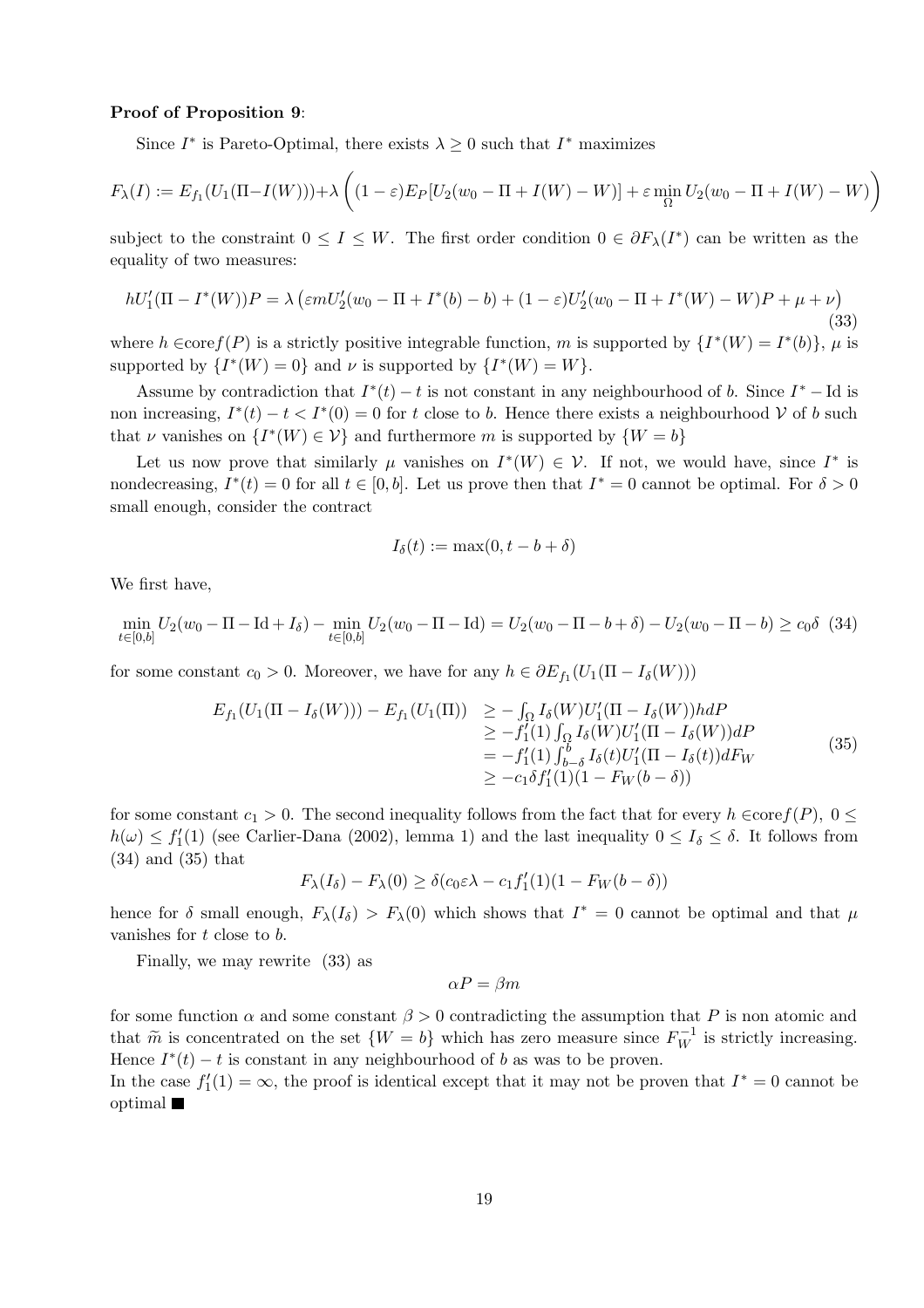**Proof of Proposition 9**:

Since $I^*$ is Pareto-Optimal, there exists $\lambda \geq 0$ such that $I^*$ maximizes

$$F_\lambda(I) := E_{f_1}(U_1(\Pi - I(W))) + \lambda \left( (1-\varepsilon) E_P[U_2(w_0 - \Pi + I(W) - W)] + \varepsilon \min_\Omega U_2(w_0 - \Pi + I(W) - W) \right)$$

subject to the constraint $0 \leq I \leq W$. The first order condition $0 \in \partial F_\lambda(I^*)$ can be written as the equality of two measures:

$$hU_1'(\Pi - I^*(W))P = \lambda \left( \varepsilon m U_2'(w_0 - \Pi + I^*(b) - b) + (1-\varepsilon) U_2'(w_0 - \Pi + I^*(W) - W)P + \mu + \nu \right) \tag{33}$$

where $h \in$core$f(P)$ is a strictly positive integrable function, $m$ is supported by $\{I^*(W) = I^*(b)\}$, $\mu$ is supported by $\{I^*(W) = 0\}$ and $\nu$ is supported by $\{I^*(W) = W\}$.

Assume by contradiction that $I^*(t) - t$ is not constant in any neighbourhood of $b$. Since $I^* - \text{Id}$ is non increasing, $I^*(t) - t < I^*(0) = 0$ for $t$ close to $b$. Hence there exists a neighbourhood $\mathcal{V}$ of $b$ such that $\nu$ vanishes on $\{I^*(W) \in \mathcal{V}\}$ and furthermore $m$ is supported by $\{W = b\}$

Let us now prove that similarly $\mu$ vanishes on $I^*(W) \in \mathcal{V}$. If not, we would have, since $I^*$ is nondecreasing, $I^*(t) = 0$ for all $t \in [0, b]$. Let us prove then that $I^* = 0$ cannot be optimal. For $\delta > 0$ small enough, consider the contract

$$I_\delta(t) := \max(0, t - b + \delta)$$

We first have,

$$\min_{t \in [0,b]} U_2(w_0 - \Pi - \text{Id} + I_\delta) - \min_{t \in [0,b]} U_2(w_0 - \Pi - \text{Id}) = U_2(w_0 - \Pi - b + \delta) - U_2(w_0 - \Pi - b) \geq c_0 \delta \tag{34}$$

for some constant $c_0 > 0$. Moreover, we have for any $h \in \partial E_{f_1}(U_1(\Pi - I_\delta(W)))$

$$\begin{aligned} E_{f_1}(U_1(\Pi - I_\delta(W))) - E_{f_1}(U_1(\Pi)) &\geq -\int_\Omega I_\delta(W) U_1'(\Pi - I_\delta(W)) h dP \\ &\geq -f_1'(1) \int_\Omega I_\delta(W) U_1'(\Pi - I_\delta(W)) dP \\ &= -f_1'(1) \int_{b-\delta}^b I_\delta(t) U_1'(\Pi - I_\delta(t)) dF_W \\ &\geq -c_1 \delta f_1'(1)(1 - F_W(b - \delta)) \end{aligned} \tag{35}$$

for some constant $c_1 > 0$. The second inequality follows from the fact that for every $h \in$core$f(P)$, $0 \leq h(\omega) \leq f_1'(1)$ (see Carlier-Dana (2002), lemma 1) and the last inequality $0 \leq I_\delta \leq \delta$. It follows from (34) and (35) that

$$F_\lambda(I_\delta) - F_\lambda(0) \geq \delta(c_0 \varepsilon \lambda - c_1 f_1'(1)(1 - F_W(b - \delta))$$

hence for $\delta$ small enough, $F_\lambda(I_\delta) > F_\lambda(0)$ which shows that $I^* = 0$ cannot be optimal and that $\mu$ vanishes for $t$ close to $b$.

Finally, we may rewrite (33) as

$$\alpha P = \beta m$$

for some function $\alpha$ and some constant $\beta > 0$ contradicting the assumption that $P$ is non atomic and that $\widetilde{m}$ is concentrated on the set $\{W = b\}$ which has zero measure since $F_W^{-1}$ is strictly increasing. Hence $I^*(t) - t$ is constant in any neighbourhood of $b$ as was to be proven.
In the case $f_1'(1) = \infty$, the proof is identical except that it may not be proven that $I^* = 0$ cannot be optimal ■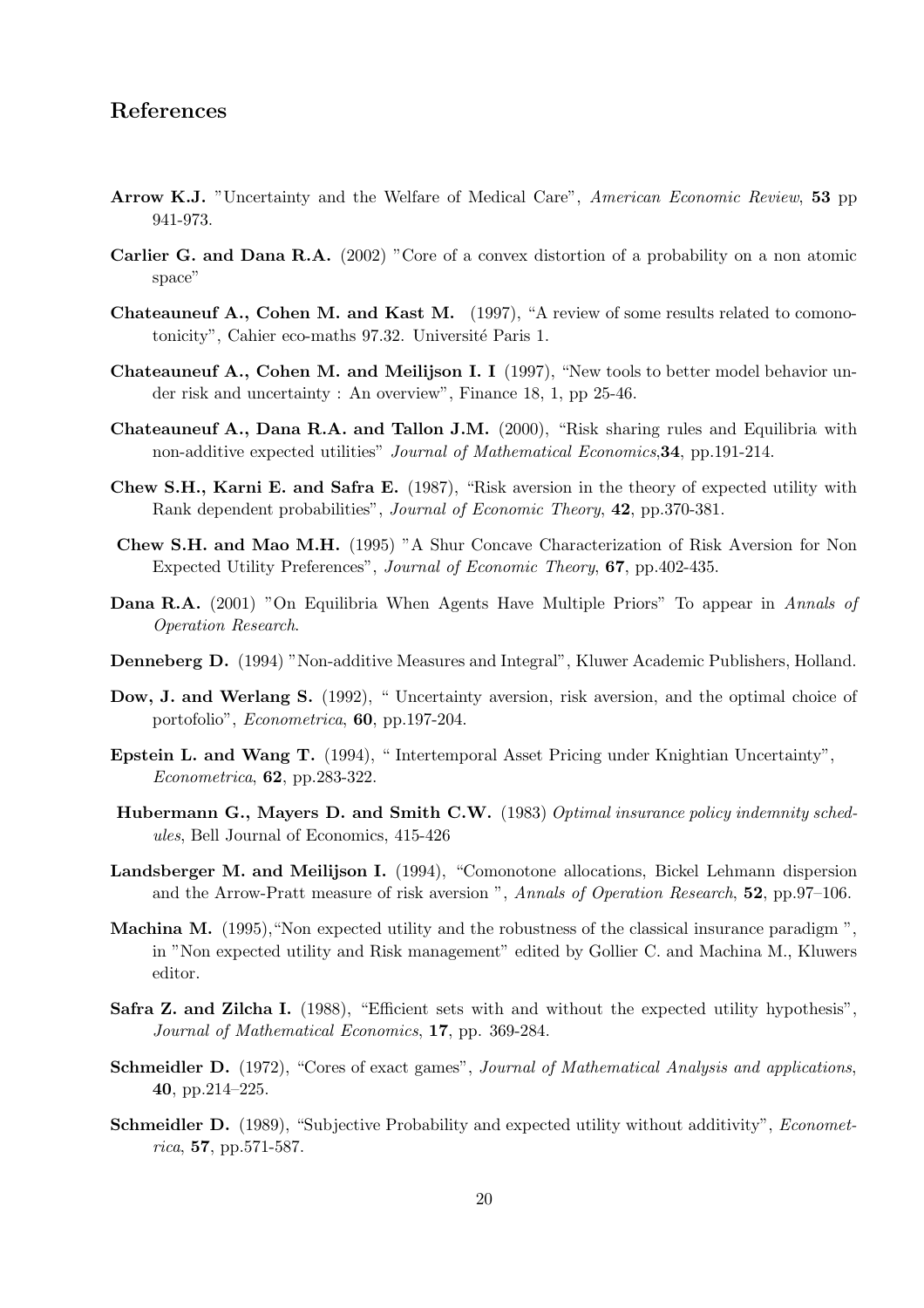## References

**Arrow K.J.** "Uncertainty and the Welfare of Medical Care", *American Economic Review*, **53** pp 941-973.

**Carlier G. and Dana R.A.** (2002) "Core of a convex distortion of a probability on a non atomic space"

**Chateauneuf A., Cohen M. and Kast M.** (1997), "A review of some results related to comonotonicity", Cahier eco-maths 97.32. Université Paris 1.

**Chateauneuf A., Cohen M. and Meilijson I. I** (1997), "New tools to better model behavior under risk and uncertainty : An overview", Finance 18, 1, pp 25-46.

**Chateauneuf A., Dana R.A. and Tallon J.M.** (2000), "Risk sharing rules and Equilibria with non-additive expected utilities" *Journal of Mathematical Economics*,**34**, pp.191-214.

**Chew S.H., Karni E. and Safra E.** (1987), "Risk aversion in the theory of expected utility with Rank dependent probabilities", *Journal of Economic Theory*, **42**, pp.370-381.

**Chew S.H. and Mao M.H.** (1995) "A Shur Concave Characterization of Risk Aversion for Non Expected Utility Preferences", *Journal of Economic Theory*, **67**, pp.402-435.

**Dana R.A.** (2001) "On Equilibria When Agents Have Multiple Priors" To appear in *Annals of Operation Research*.

**Denneberg D.** (1994) "Non-additive Measures and Integral", Kluwer Academic Publishers, Holland.

**Dow, J. and Werlang S.** (1992), " Uncertainty aversion, risk aversion, and the optimal choice of portofolio", *Econometrica*, **60**, pp.197-204.

**Epstein L. and Wang T.** (1994), " Intertemporal Asset Pricing under Knightian Uncertainty", *Econometrica*, **62**, pp.283-322.

**Hubermann G., Mayers D. and Smith C.W.** (1983) *Optimal insurance policy indemnity schedules*, Bell Journal of Economics, 415-426

**Landsberger M. and Meilijson I.** (1994), "Comonotone allocations, Bickel Lehmann dispersion and the Arrow-Pratt measure of risk aversion ", *Annals of Operation Research*, **52**, pp.97–106.

**Machina M.** (1995),"Non expected utility and the robustness of the classical insurance paradigm ", in "Non expected utility and Risk management" edited by Gollier C. and Machina M., Kluwers editor.

**Safra Z. and Zilcha I.** (1988), "Efficient sets with and without the expected utility hypothesis", *Journal of Mathematical Economics*, **17**, pp. 369-284.

**Schmeidler D.** (1972), "Cores of exact games", *Journal of Mathematical Analysis and applications*, **40**, pp.214–225.

**Schmeidler D.** (1989), "Subjective Probability and expected utility without additivity", *Econometrica*, **57**, pp.571-587.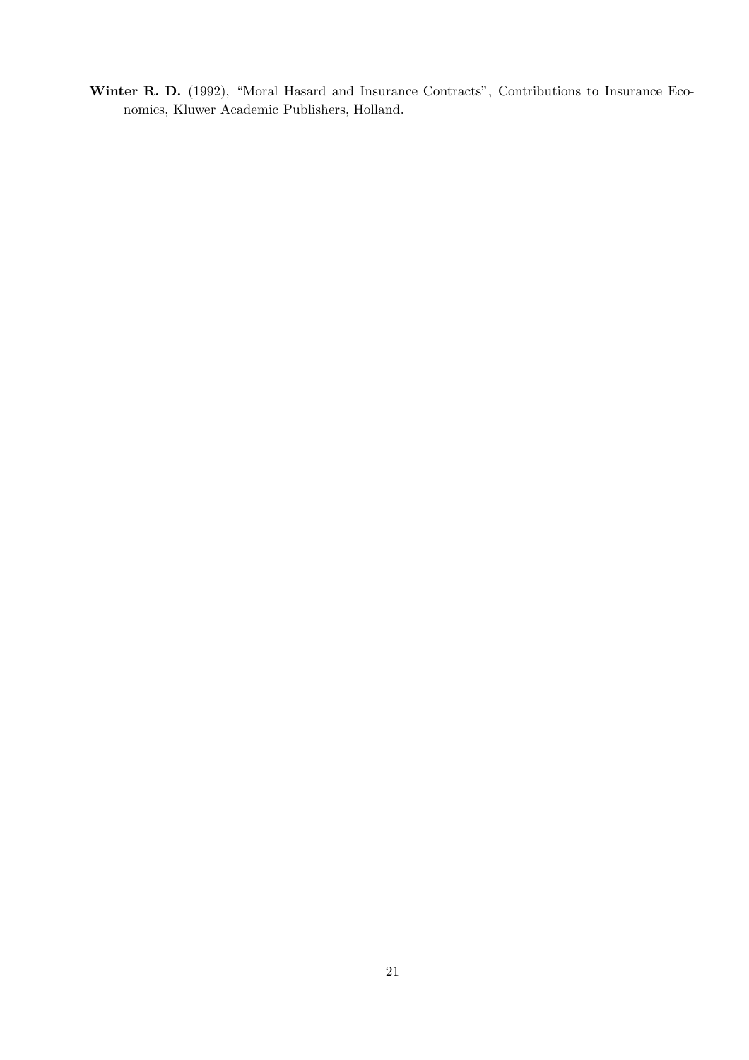**Winter R. D.** (1992), "Moral Hasard and Insurance Contracts", Contributions to Insurance Economics, Kluwer Academic Publishers, Holland.